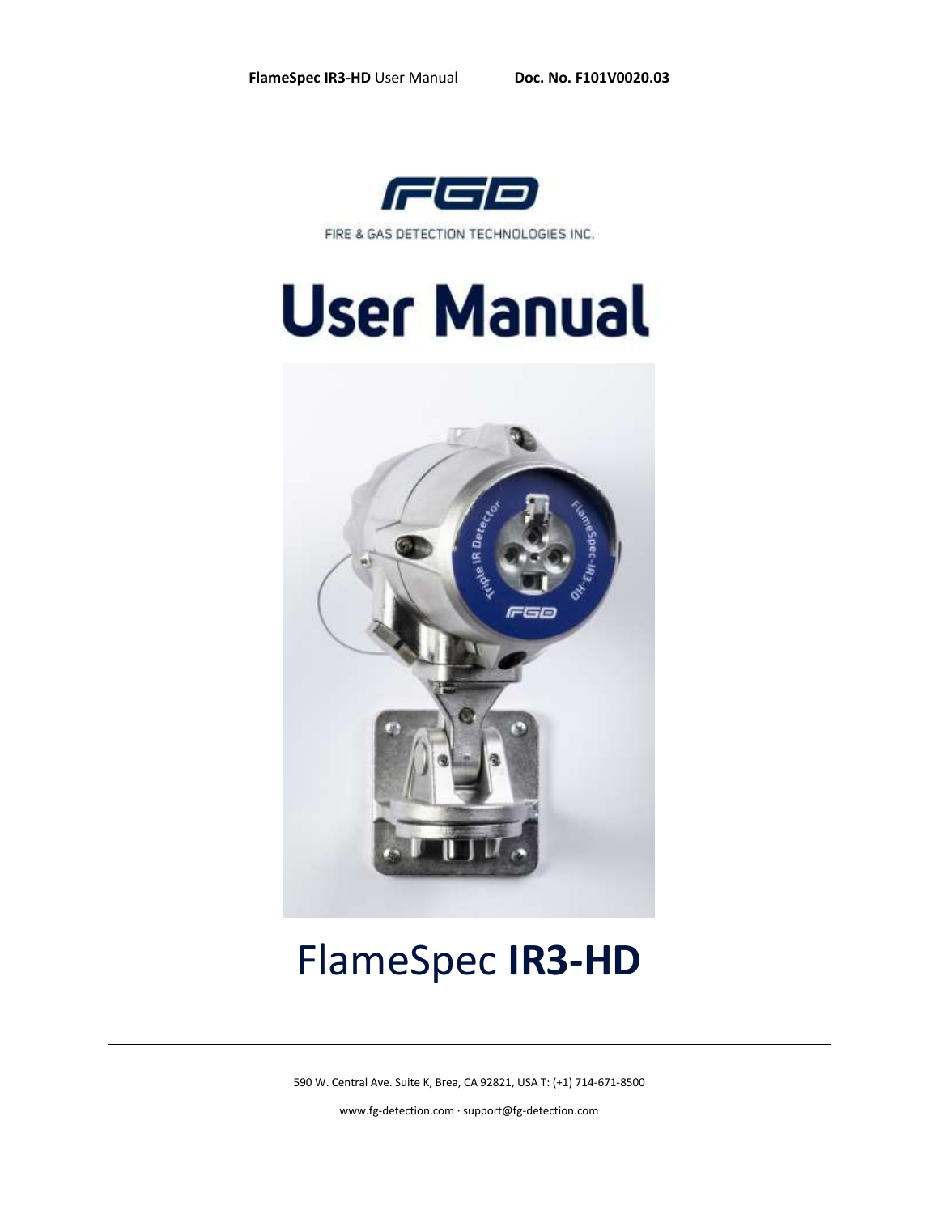FIRE & GAS DETECTION TECHNOLOGIES INC.

# User Manual

# FlameSpec **IR3-HD**

590 W. Central Ave. Suite K, Brea, CA 92821, USA T: (+1) 714-671-8500

www.fg-detection.com · support@fg-detection.com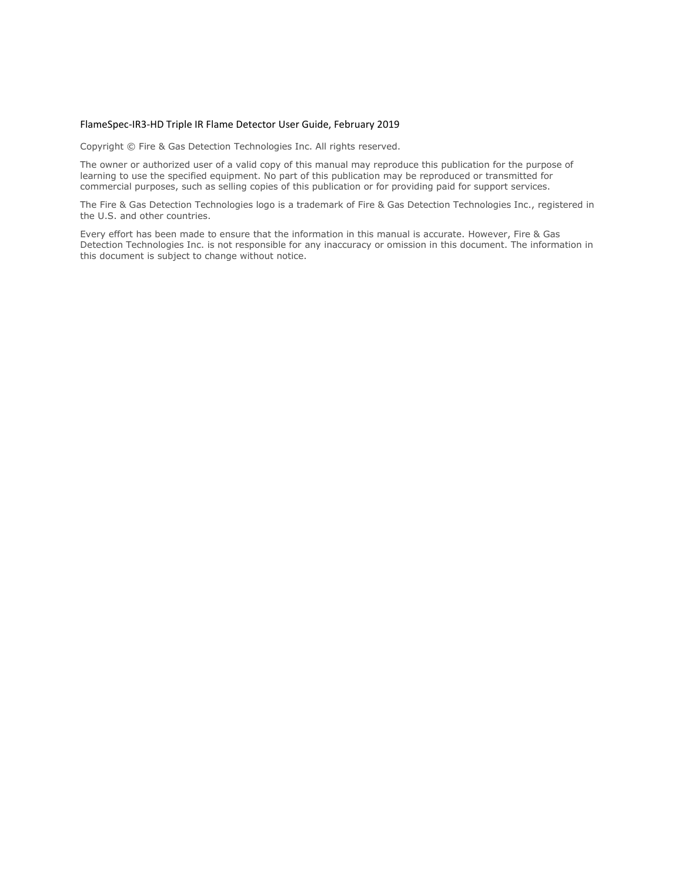FlameSpec-IR3-HD Triple IR Flame Detector User Guide, February 2019

Copyright © Fire & Gas Detection Technologies Inc. All rights reserved.

The owner or authorized user of a valid copy of this manual may reproduce this publication for the purpose of learning to use the specified equipment. No part of this publication may be reproduced or transmitted for commercial purposes, such as selling copies of this publication or for providing paid for support services.

The Fire & Gas Detection Technologies logo is a trademark of Fire & Gas Detection Technologies Inc., registered in the U.S. and other countries.

Every effort has been made to ensure that the information in this manual is accurate. However, Fire & Gas Detection Technologies Inc. is not responsible for any inaccuracy or omission in this document. The information in this document is subject to change without notice.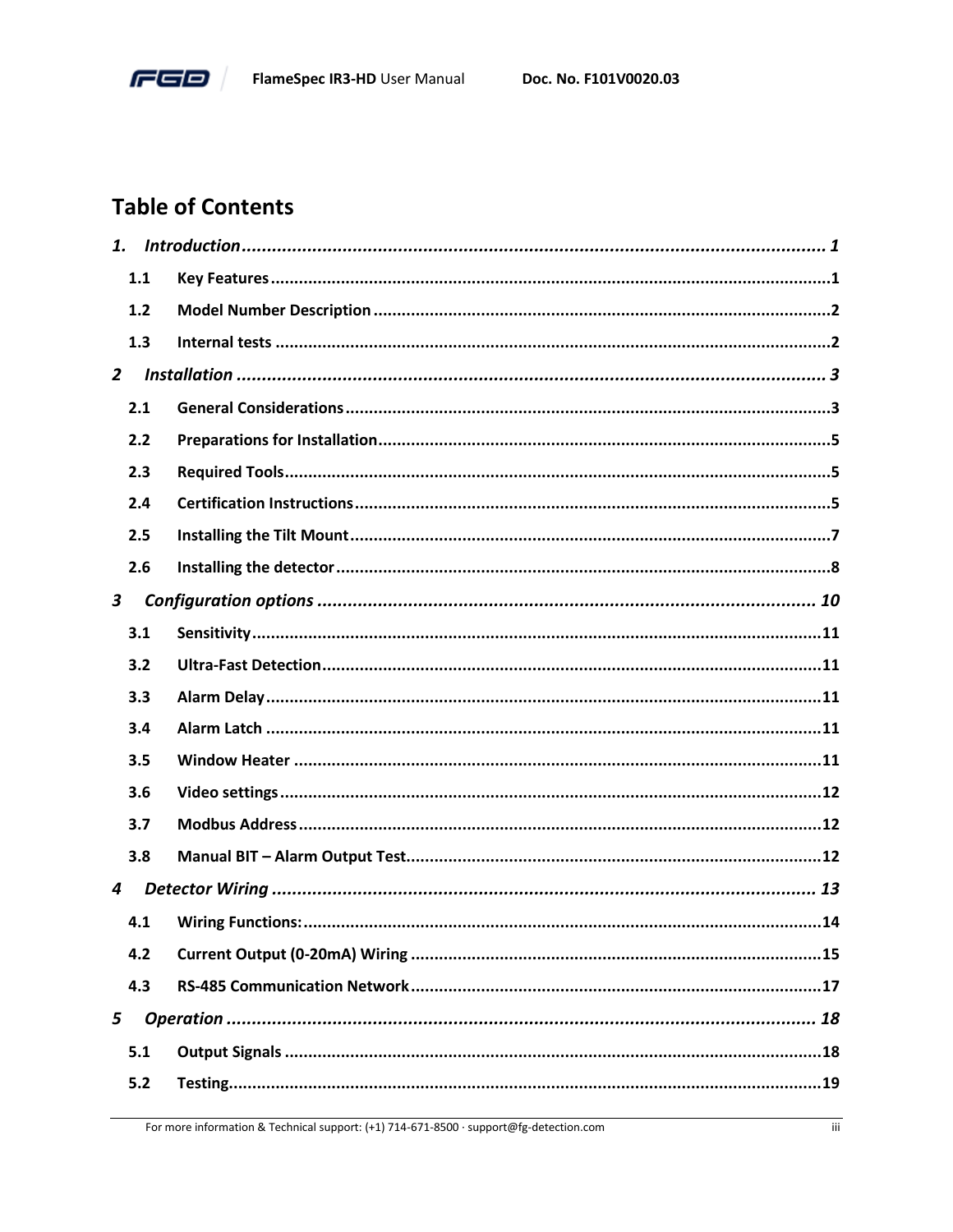# Table of Contents

***1. Introduction*** ........................................................................................................ ***1***

**1.1 Key Features** ........................................................................................................ **1**

**1.2 Model Number Description** ........................................................................................................ **2**

**1.3 Internal tests** ........................................................................................................ **2**

***2 Installation*** ........................................................................................................ ***3***

**2.1 General Considerations** ........................................................................................................ **3**

**2.2 Preparations for Installation** ........................................................................................................ **5**

**2.3 Required Tools** ........................................................................................................ **5**

**2.4 Certification Instructions** ........................................................................................................ **5**

**2.5 Installing the Tilt Mount** ........................................................................................................ **7**

**2.6 Installing the detector** ........................................................................................................ **8**

***3 Configuration options*** ........................................................................................................ ***10***

**3.1 Sensitivity** ........................................................................................................ **11**

**3.2 Ultra-Fast Detection** ........................................................................................................ **11**

**3.3 Alarm Delay** ........................................................................................................ **11**

**3.4 Alarm Latch** ........................................................................................................ **11**

**3.5 Window Heater** ........................................................................................................ **11**

**3.6 Video settings** ........................................................................................................ **12**

**3.7 Modbus Address** ........................................................................................................ **12**

**3.8 Manual BIT – Alarm Output Test** ........................................................................................................ **12**

***4 Detector Wiring*** ........................................................................................................ ***13***

**4.1 Wiring Functions:** ........................................................................................................ **14**

**4.2 Current Output (0-20mA) Wiring** ........................................................................................................ **15**

**4.3 RS-485 Communication Network** ........................................................................................................ **17**

***5 Operation*** ........................................................................................................ ***18***

**5.1 Output Signals** ........................................................................................................ **18**

**5.2 Testing** ........................................................................................................ **19**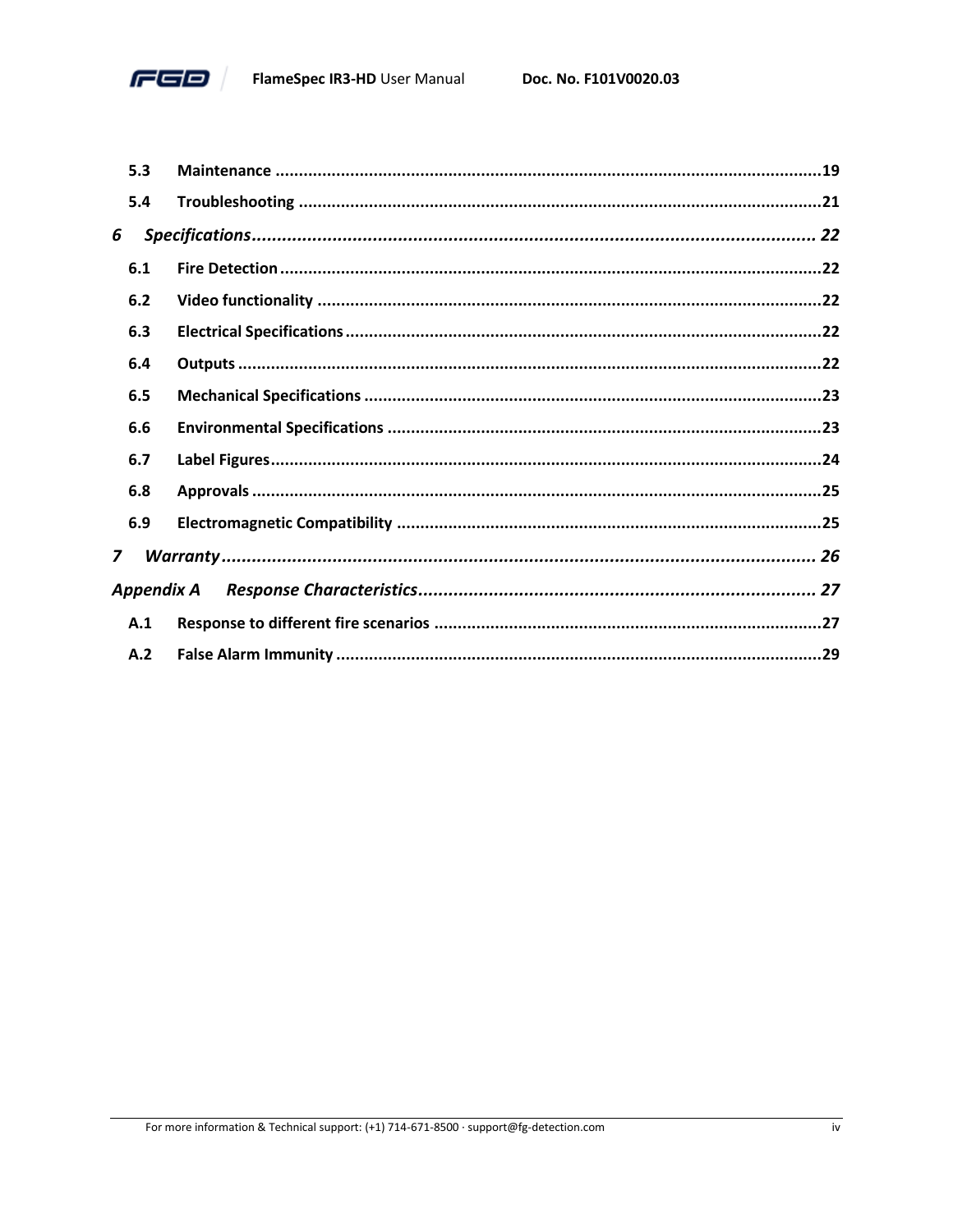5.3 **Maintenance** ........................................................................................................................19

5.4 **Troubleshooting** ...................................................................................................................21

*6 Specifications*........................................................................................................................ *22*

6.1 **Fire Detection** ........................................................................................................................22

6.2 **Video functionality** ...............................................................................................................22

6.3 **Electrical Specifications** ........................................................................................................22

6.4 **Outputs** .................................................................................................................................22

6.5 **Mechanical Specifications** .....................................................................................................23

6.6 **Environmental Specifications** ................................................................................................23

6.7 **Label Figures** ..........................................................................................................................24

6.8 **Approvals** ..............................................................................................................................25

6.9 **Electromagnetic Compatibility** ..............................................................................................25

*7 Warranty*................................................................................................................................ *26*

*Appendix A Response Characteristics*........................................................................................ *27*

A.1 **Response to different fire scenarios** .....................................................................................27

A.2 **False Alarm Immunity** ...........................................................................................................29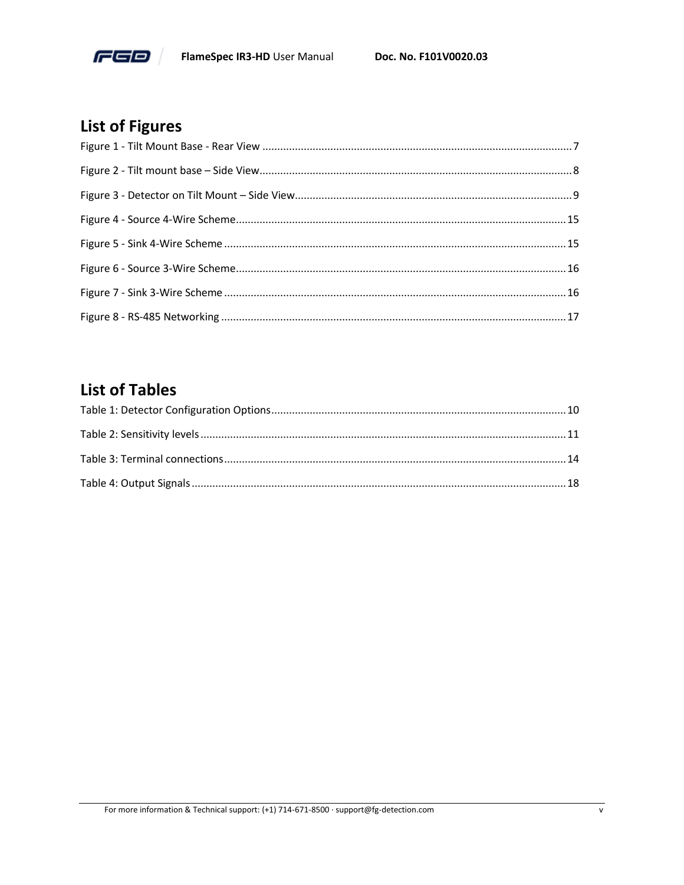## List of Figures

Figure 1 - Tilt Mount Base - Rear View ........................................................................................................ 7

Figure 2 - Tilt mount base – Side View......................................................................................................... 8

Figure 3 - Detector on Tilt Mount – Side View............................................................................................. 9

Figure 4 - Source 4-Wire Scheme............................................................................................................... 15

Figure 5 - Sink 4-Wire Scheme ................................................................................................................... 15

Figure 6 - Source 3-Wire Scheme............................................................................................................... 16

Figure 7 - Sink 3-Wire Scheme ................................................................................................................... 16

Figure 8 - RS-485 Networking .................................................................................................................... 17

## List of Tables

Table 1: Detector Configuration Options.................................................................................................... 10

Table 2: Sensitivity levels ........................................................................................................................... 11

Table 3: Terminal connections................................................................................................................... 14

Table 4: Output Signals .............................................................................................................................. 18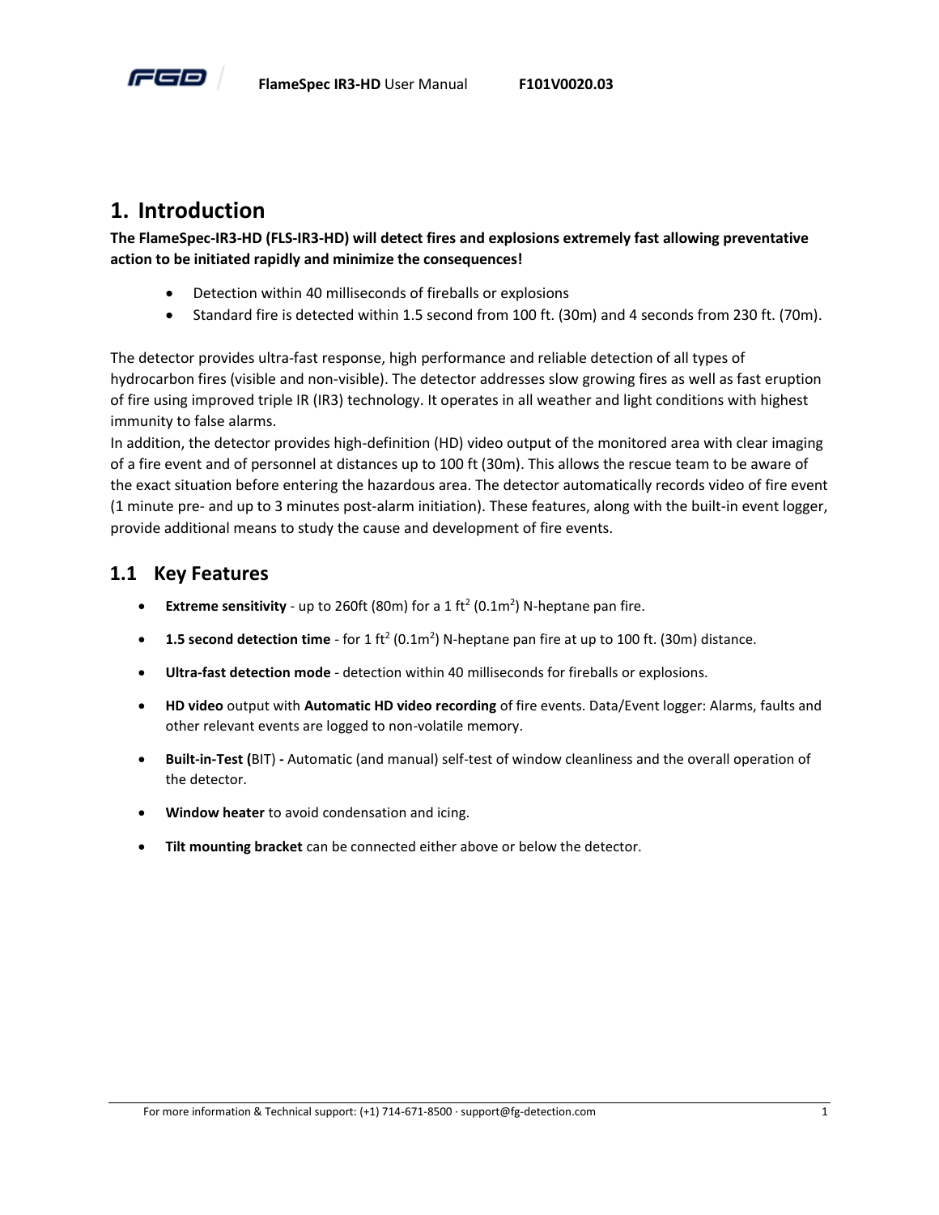# 1. Introduction

**The FlameSpec-IR3-HD (FLS-IR3-HD) will detect fires and explosions extremely fast allowing preventative action to be initiated rapidly and minimize the consequences!**

- Detection within 40 milliseconds of fireballs or explosions
- Standard fire is detected within 1.5 second from 100 ft. (30m) and 4 seconds from 230 ft. (70m).

The detector provides ultra-fast response, high performance and reliable detection of all types of hydrocarbon fires (visible and non-visible). The detector addresses slow growing fires as well as fast eruption of fire using improved triple IR (IR3) technology. It operates in all weather and light conditions with highest immunity to false alarms.

In addition, the detector provides high-definition (HD) video output of the monitored area with clear imaging of a fire event and of personnel at distances up to 100 ft (30m). This allows the rescue team to be aware of the exact situation before entering the hazardous area. The detector automatically records video of fire event (1 minute pre- and up to 3 minutes post-alarm initiation). These features, along with the built-in event logger, provide additional means to study the cause and development of fire events.

## 1.1 Key Features

- **Extreme sensitivity** - up to 260ft (80m) for a 1 $ft^2$ ($0.1m^2$) N-heptane pan fire.
- **1.5 second detection time** - for 1 $ft^2$ ($0.1m^2$) N-heptane pan fire at up to 100 ft. (30m) distance.
- **Ultra-fast detection mode** - detection within 40 milliseconds for fireballs or explosions.
- **HD video** output with **Automatic HD video recording** of fire events. Data/Event logger: Alarms, faults and other relevant events are logged to non-volatile memory.
- **Built-in-Test (**BIT) **-** Automatic (and manual) self-test of window cleanliness and the overall operation of the detector.
- **Window heater** to avoid condensation and icing.
- **Tilt mounting bracket** can be connected either above or below the detector.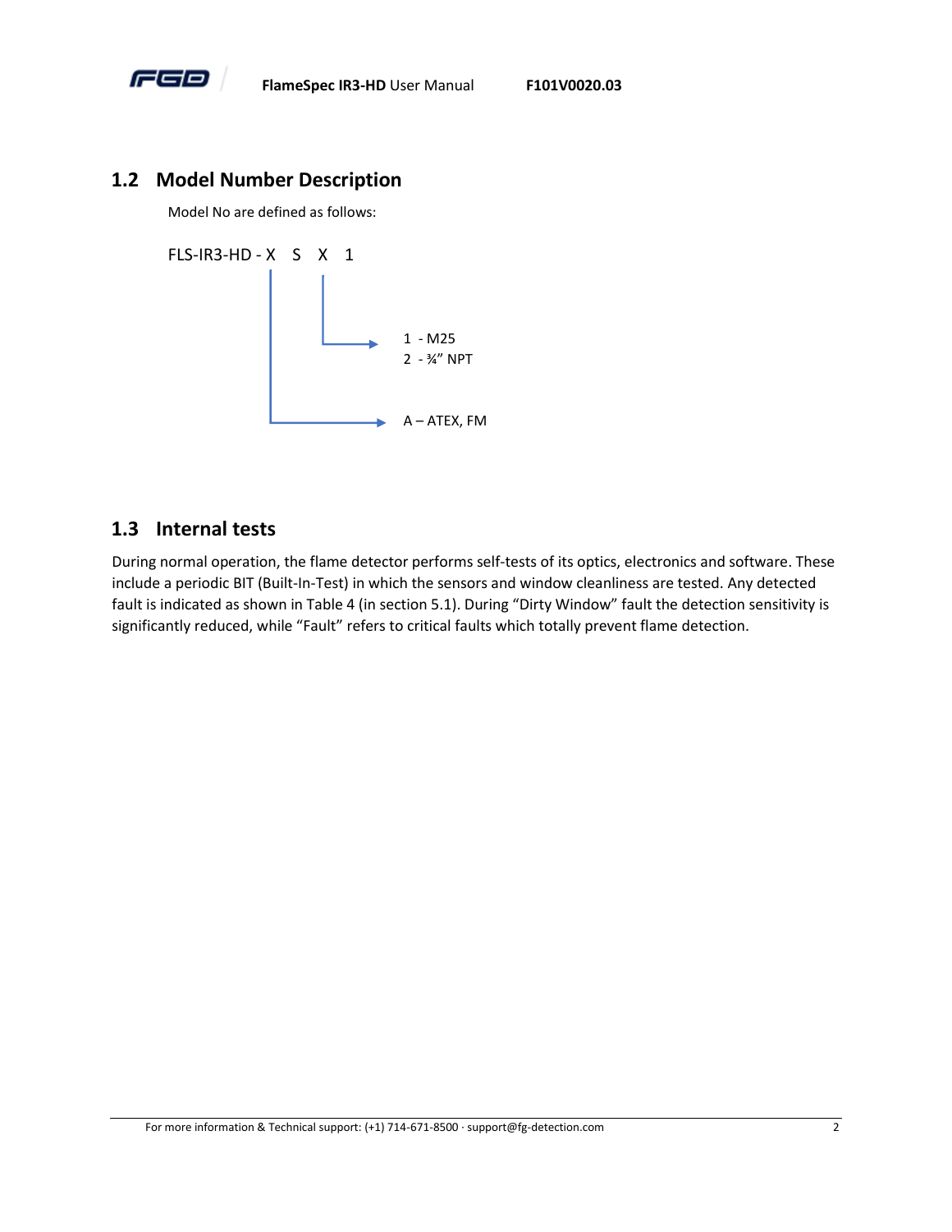## 1.2 Model Number Description

Model No are defined as follows:

FLS-IR3-HD - X S X 1

- 1 - M25
- 2 - ¾" NPT

- A – ATEX, FM

## 1.3 Internal tests

During normal operation, the flame detector performs self-tests of its optics, electronics and software. These include a periodic BIT (Built-In-Test) in which the sensors and window cleanliness are tested. Any detected fault is indicated as shown in Table 4 (in section 5.1). During "Dirty Window" fault the detection sensitivity is significantly reduced, while "Fault" refers to critical faults which totally prevent flame detection.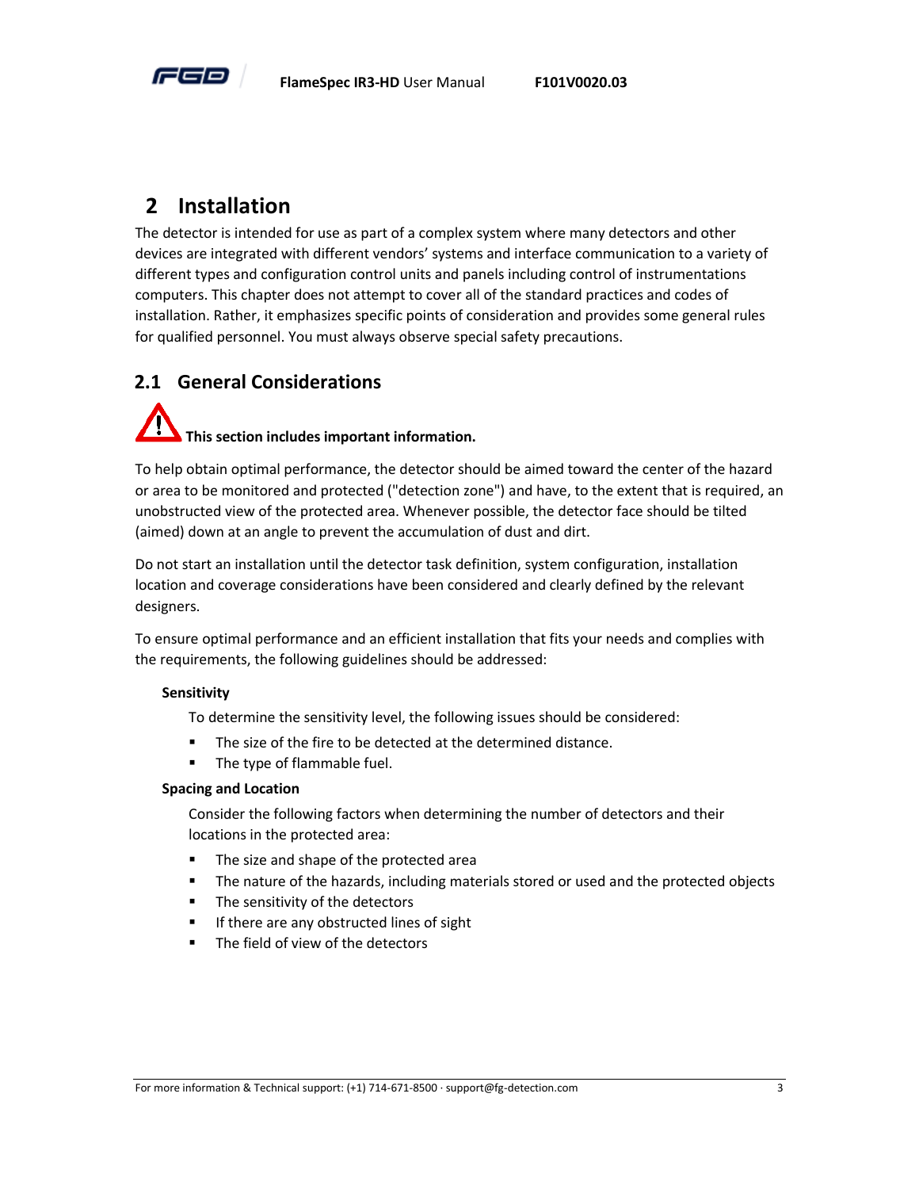# 2 Installation

The detector is intended for use as part of a complex system where many detectors and other devices are integrated with different vendors' systems and interface communication to a variety of different types and configuration control units and panels including control of instrumentations computers. This chapter does not attempt to cover all of the standard practices and codes of installation. Rather, it emphasizes specific points of consideration and provides some general rules for qualified personnel. You must always observe special safety precautions.

## 2.1 General Considerations

**This section includes important information.**

To help obtain optimal performance, the detector should be aimed toward the center of the hazard or area to be monitored and protected ("detection zone") and have, to the extent that is required, an unobstructed view of the protected area. Whenever possible, the detector face should be tilted (aimed) down at an angle to prevent the accumulation of dust and dirt.

Do not start an installation until the detector task definition, system configuration, installation location and coverage considerations have been considered and clearly defined by the relevant designers.

To ensure optimal performance and an efficient installation that fits your needs and complies with the requirements, the following guidelines should be addressed:

**Sensitivity**

To determine the sensitivity level, the following issues should be considered:

- The size of the fire to be detected at the determined distance.
- The type of flammable fuel.

**Spacing and Location**

Consider the following factors when determining the number of detectors and their locations in the protected area:

- The size and shape of the protected area
- The nature of the hazards, including materials stored or used and the protected objects
- The sensitivity of the detectors
- If there are any obstructed lines of sight
- The field of view of the detectors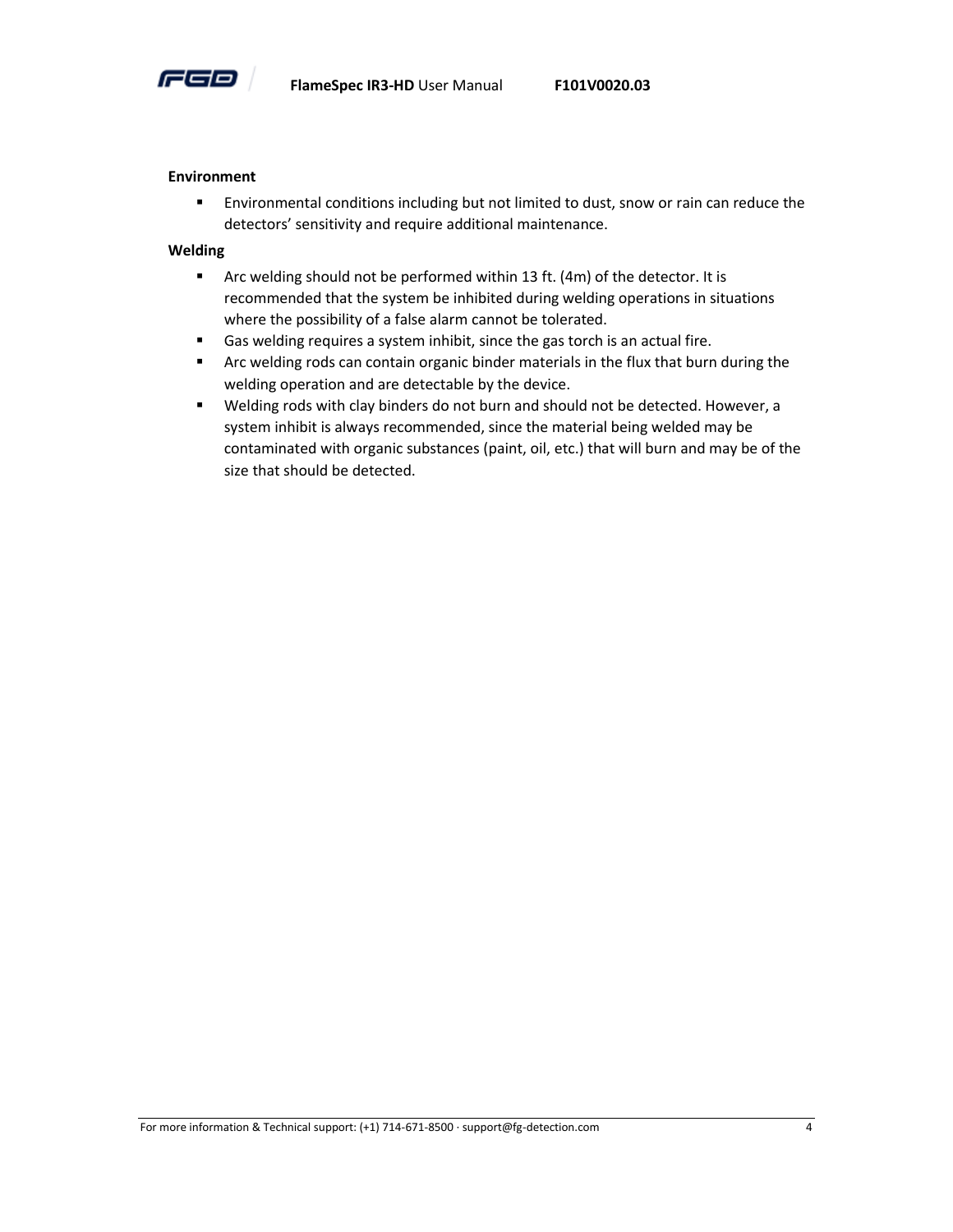**Environment**

- Environmental conditions including but not limited to dust, snow or rain can reduce the detectors' sensitivity and require additional maintenance.

**Welding**

- Arc welding should not be performed within 13 ft. (4m) of the detector. It is recommended that the system be inhibited during welding operations in situations where the possibility of a false alarm cannot be tolerated.
- Gas welding requires a system inhibit, since the gas torch is an actual fire.
- Arc welding rods can contain organic binder materials in the flux that burn during the welding operation and are detectable by the device.
- Welding rods with clay binders do not burn and should not be detected. However, a system inhibit is always recommended, since the material being welded may be contaminated with organic substances (paint, oil, etc.) that will burn and may be of the size that should be detected.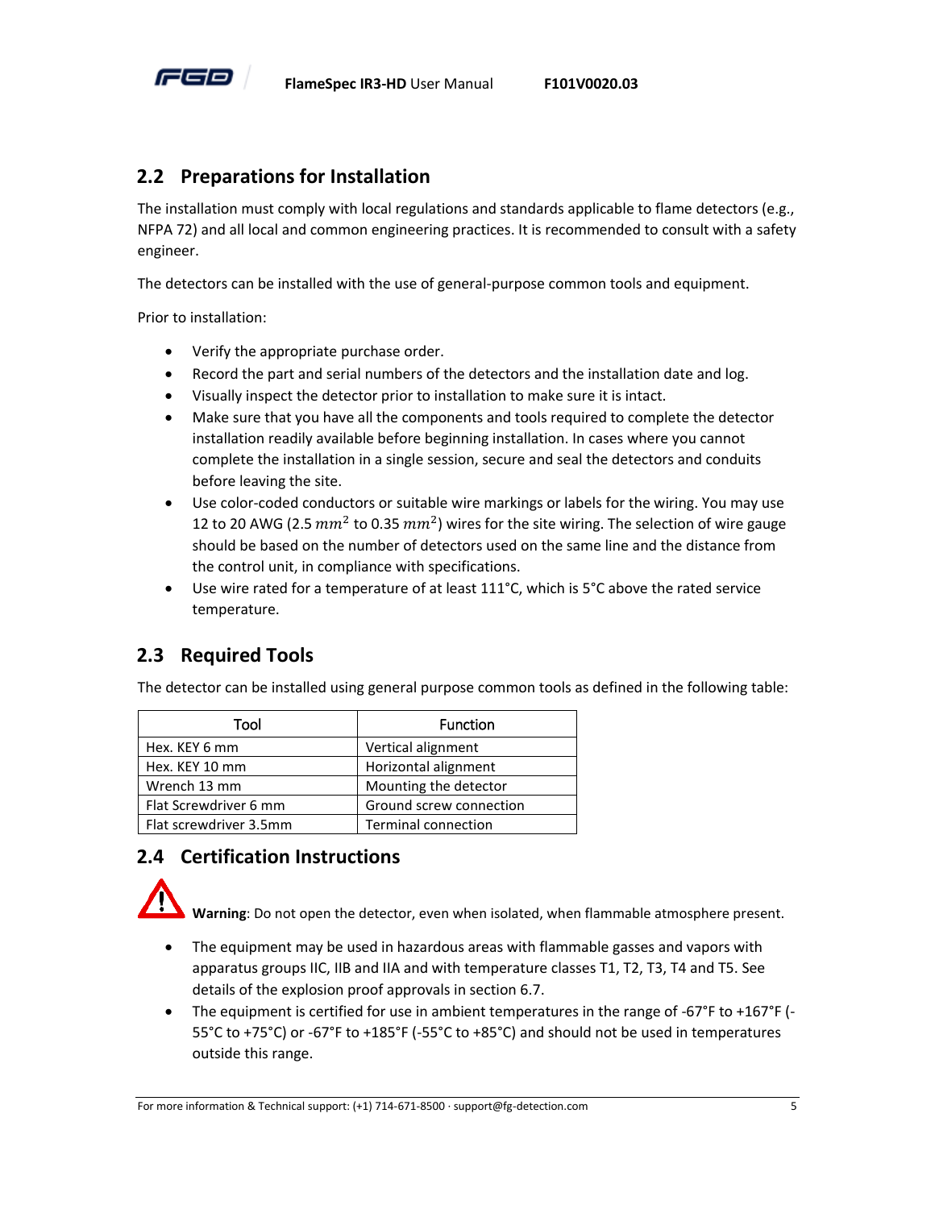## 2.2 Preparations for Installation

The installation must comply with local regulations and standards applicable to flame detectors (e.g., NFPA 72) and all local and common engineering practices. It is recommended to consult with a safety engineer.

The detectors can be installed with the use of general-purpose common tools and equipment.

Prior to installation:

- Verify the appropriate purchase order.
- Record the part and serial numbers of the detectors and the installation date and log.
- Visually inspect the detector prior to installation to make sure it is intact.
- Make sure that you have all the components and tools required to complete the detector installation readily available before beginning installation. In cases where you cannot complete the installation in a single session, secure and seal the detectors and conduits before leaving the site.
- Use color-coded conductors or suitable wire markings or labels for the wiring. You may use 12 to 20 AWG (2.5 $mm^2$ to 0.35 $mm^2$) wires for the site wiring. The selection of wire gauge should be based on the number of detectors used on the same line and the distance from the control unit, in compliance with specifications.
- Use wire rated for a temperature of at least 111°C, which is 5°C above the rated service temperature.

## 2.3 Required Tools

The detector can be installed using general purpose common tools as defined in the following table:

| Tool | Function |
|---|---|
| Hex. KEY 6 mm | Vertical alignment |
| Hex. KEY 10 mm | Horizontal alignment |
| Wrench 13 mm | Mounting the detector |
| Flat Screwdriver 6 mm | Ground screw connection |
| Flat screwdriver 3.5mm | Terminal connection |

## 2.4 Certification Instructions

**Warning**: Do not open the detector, even when isolated, when flammable atmosphere present.

- The equipment may be used in hazardous areas with flammable gasses and vapors with apparatus groups IIC, IIB and IIA and with temperature classes T1, T2, T3, T4 and T5. See details of the explosion proof approvals in section 6.7.
- The equipment is certified for use in ambient temperatures in the range of -67°F to +167°F (-55°C to +75°C) or -67°F to +185°F (-55°C to +85°C) and should not be used in temperatures outside this range.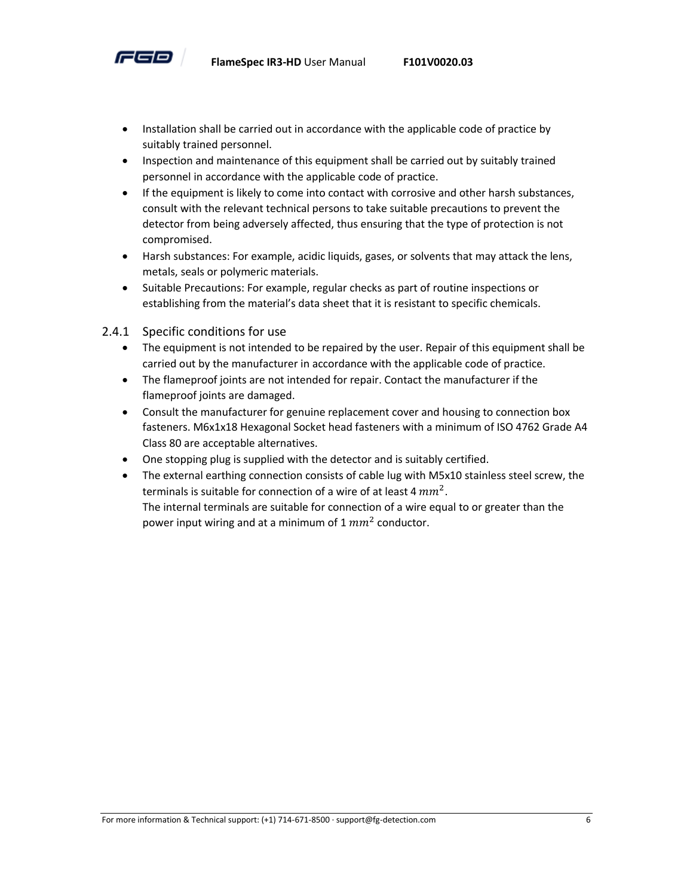- Installation shall be carried out in accordance with the applicable code of practice by suitably trained personnel.
- Inspection and maintenance of this equipment shall be carried out by suitably trained personnel in accordance with the applicable code of practice.
- If the equipment is likely to come into contact with corrosive and other harsh substances, consult with the relevant technical persons to take suitable precautions to prevent the detector from being adversely affected, thus ensuring that the type of protection is not compromised.
- Harsh substances: For example, acidic liquids, gases, or solvents that may attack the lens, metals, seals or polymeric materials.
- Suitable Precautions: For example, regular checks as part of routine inspections or establishing from the material's data sheet that it is resistant to specific chemicals.

### 2.4.1 Specific conditions for use

- The equipment is not intended to be repaired by the user. Repair of this equipment shall be carried out by the manufacturer in accordance with the applicable code of practice.
- The flameproof joints are not intended for repair. Contact the manufacturer if the flameproof joints are damaged.
- Consult the manufacturer for genuine replacement cover and housing to connection box fasteners. M6x1x18 Hexagonal Socket head fasteners with a minimum of ISO 4762 Grade A4 Class 80 are acceptable alternatives.
- One stopping plug is supplied with the detector and is suitably certified.
- The external earthing connection consists of cable lug with M5x10 stainless steel screw, the terminals is suitable for connection of a wire of at least 4 $mm^2$.
  The internal terminals are suitable for connection of a wire equal to or greater than the power input wiring and at a minimum of 1 $mm^2$ conductor.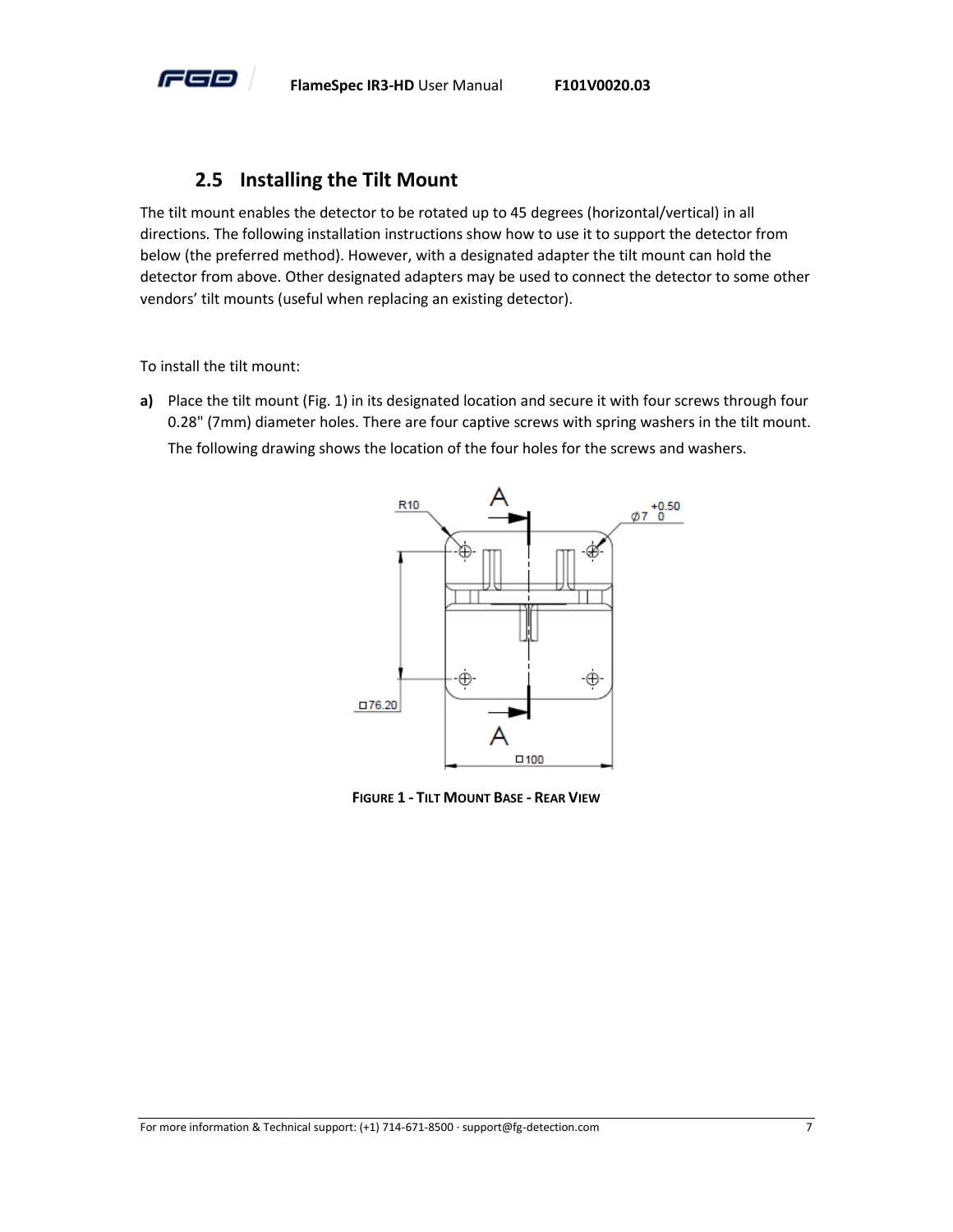## 2.5 Installing the Tilt Mount

The tilt mount enables the detector to be rotated up to 45 degrees (horizontal/vertical) in all directions. The following installation instructions show how to use it to support the detector from below (the preferred method). However, with a designated adapter the tilt mount can hold the detector from above. Other designated adapters may be used to connect the detector to some other vendors' tilt mounts (useful when replacing an existing detector).

To install the tilt mount:

**a)** Place the tilt mount (Fig. 1) in its designated location and secure it with four screws through four 0.28" (7mm) diameter holes. There are four captive screws with spring washers in the tilt mount.

The following drawing shows the location of the four holes for the screws and washers.

**FIGURE 1 - TILT MOUNT BASE - REAR VIEW**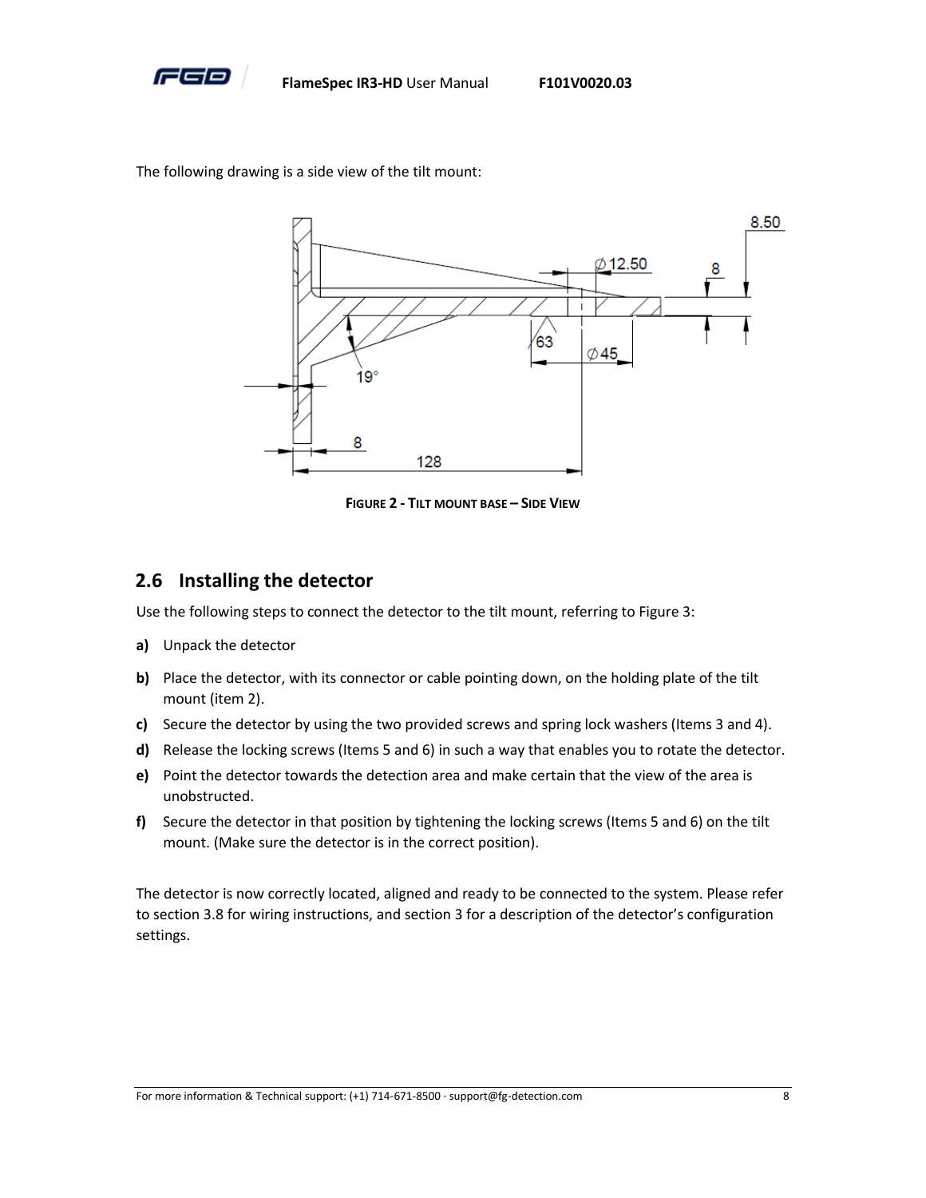The following drawing is a side view of the tilt mount:

FIGURE 2 - TILT MOUNT BASE – SIDE VIEW

## 2.6 Installing the detector

Use the following steps to connect the detector to the tilt mount, referring to Figure 3:

**a)** Unpack the detector

**b)** Place the detector, with its connector or cable pointing down, on the holding plate of the tilt mount (item 2).

**c)** Secure the detector by using the two provided screws and spring lock washers (Items 3 and 4).

**d)** Release the locking screws (Items 5 and 6) in such a way that enables you to rotate the detector.

**e)** Point the detector towards the detection area and make certain that the view of the area is unobstructed.

**f)** Secure the detector in that position by tightening the locking screws (Items 5 and 6) on the tilt mount. (Make sure the detector is in the correct position).

The detector is now correctly located, aligned and ready to be connected to the system. Please refer to section 3.8 for wiring instructions, and section 3 for a description of the detector's configuration settings.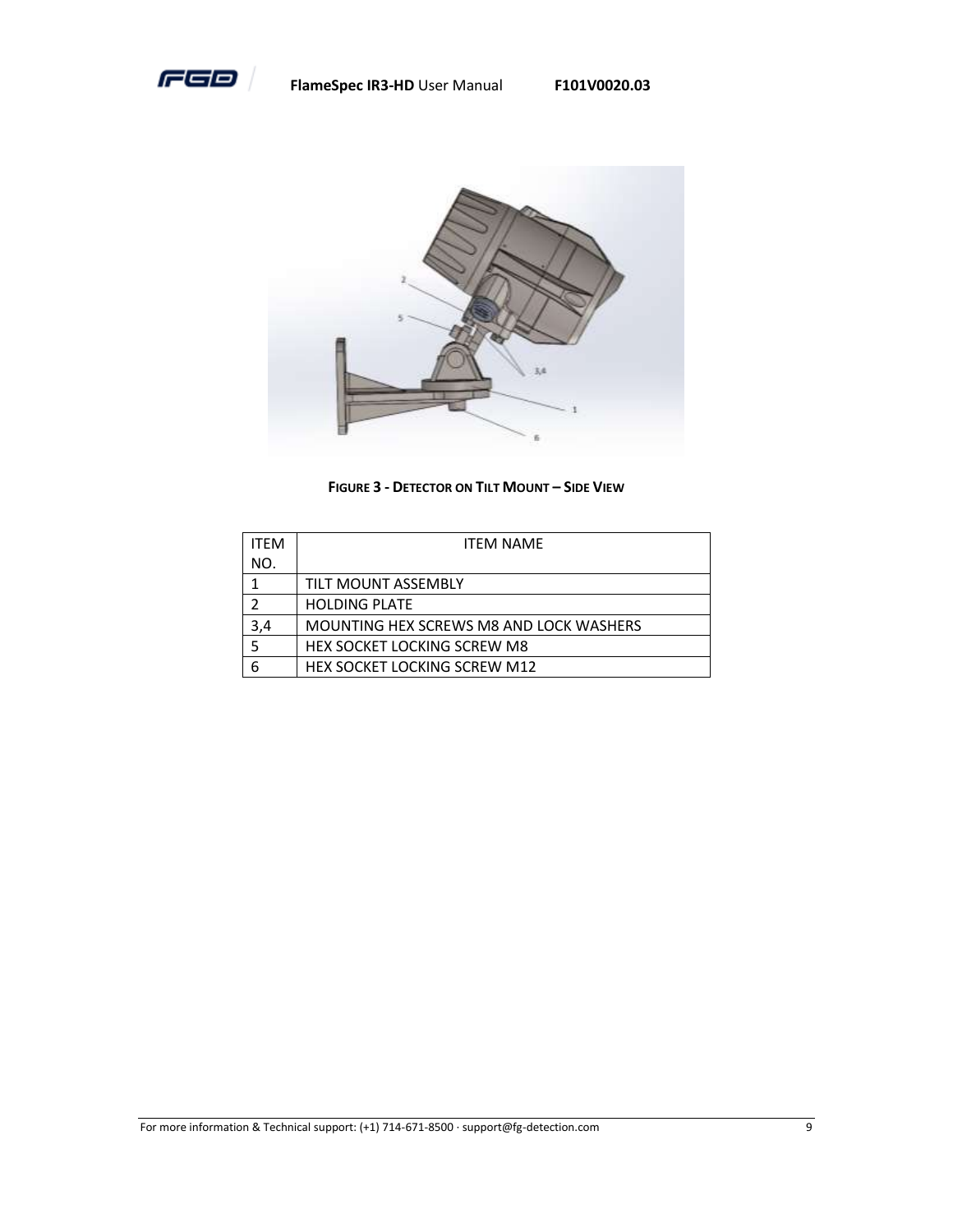FIGURE 3 - DETECTOR ON TILT MOUNT – SIDE VIEW

| ITEM NO. | ITEM NAME |
|---|---|
| 1 | TILT MOUNT ASSEMBLY |
| 2 | HOLDING PLATE |
| 3,4 | MOUNTING HEX SCREWS M8 AND LOCK WASHERS |
| 5 | HEX SOCKET LOCKING SCREW M8 |
| 6 | HEX SOCKET LOCKING SCREW M12 |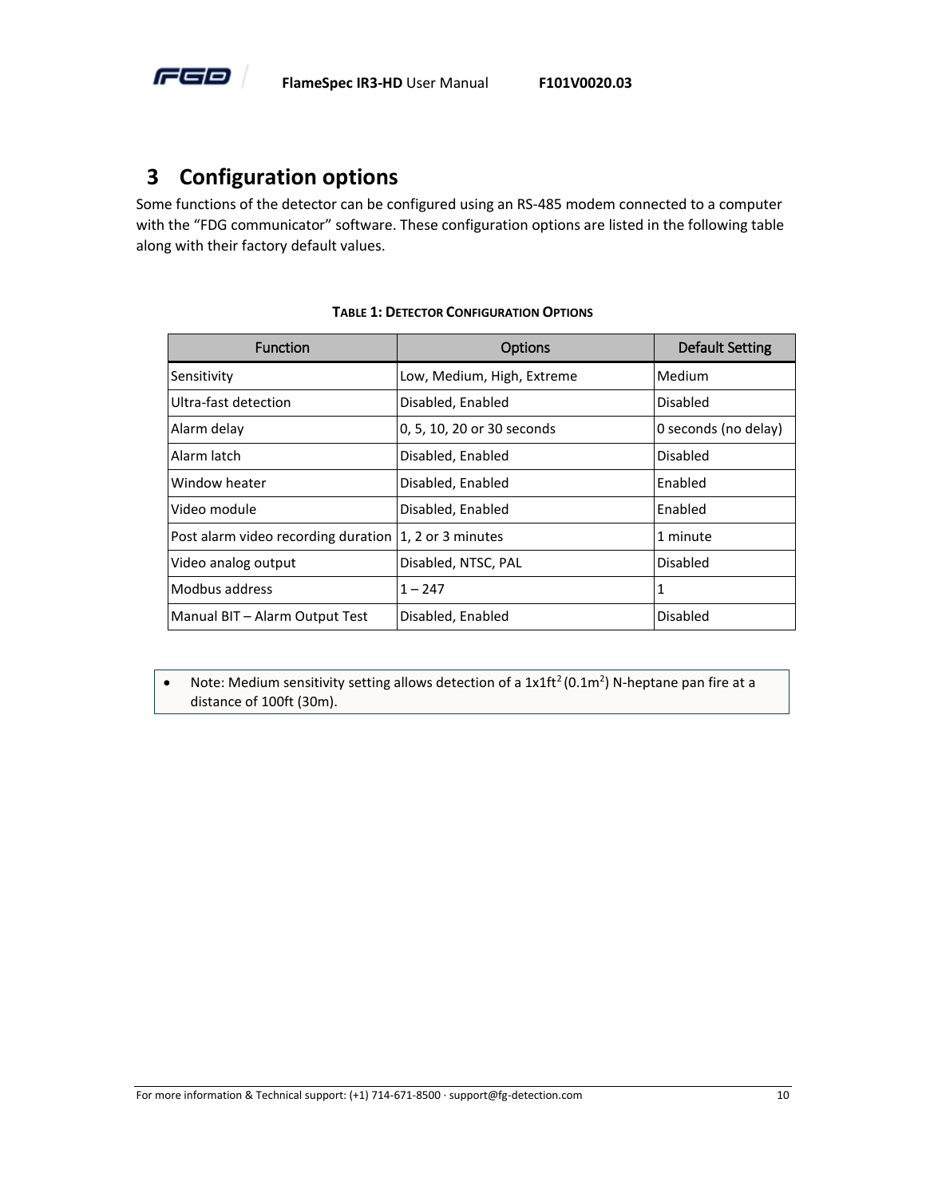# 3 Configuration options

Some functions of the detector can be configured using an RS-485 modem connected to a computer with the “FDG communicator” software. These configuration options are listed in the following table along with their factory default values.

**TABLE 1: DETECTOR CONFIGURATION OPTIONS**

| Function | Options | Default Setting |
|---|---|---|
| Sensitivity | Low, Medium, High, Extreme | Medium |
| Ultra-fast detection | Disabled, Enabled | Disabled |
| Alarm delay | 0, 5, 10, 20 or 30 seconds | 0 seconds (no delay) |
| Alarm latch | Disabled, Enabled | Disabled |
| Window heater | Disabled, Enabled | Enabled |
| Video module | Disabled, Enabled | Enabled |
| Post alarm video recording duration | 1, 2 or 3 minutes | 1 minute |
| Video analog output | Disabled, NTSC, PAL | Disabled |
| Modbus address | 1 – 247 | 1 |
| Manual BIT – Alarm Output Test | Disabled, Enabled | Disabled |

- Note: Medium sensitivity setting allows detection of a 1x1ft$^2$ (0.1m$^2$) N-heptane pan fire at a distance of 100ft (30m).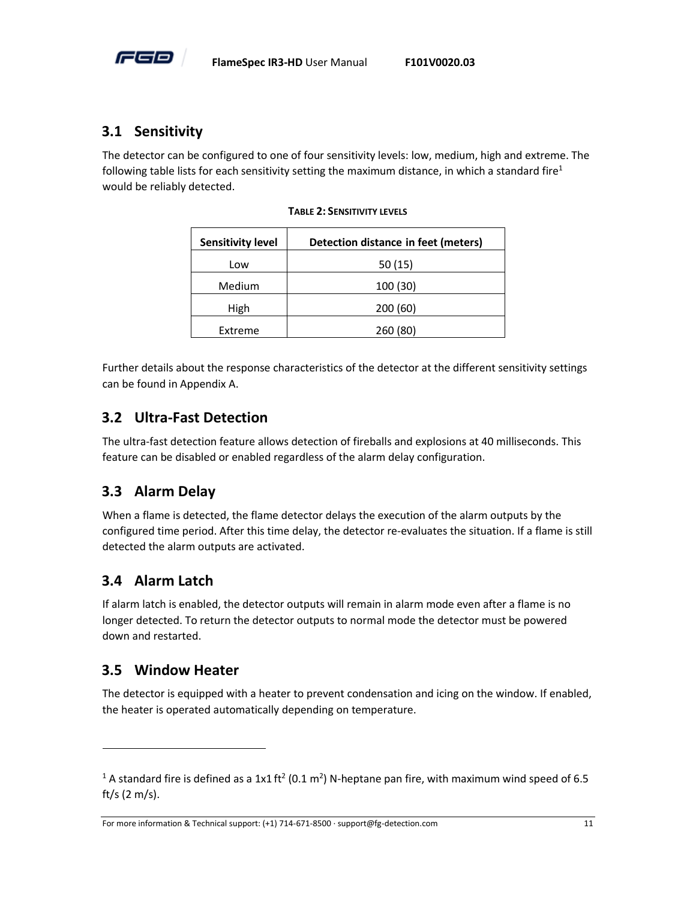## 3.1 Sensitivity

The detector can be configured to one of four sensitivity levels: low, medium, high and extreme. The following table lists for each sensitivity setting the maximum distance, in which a standard fire[1] would be reliably detected.

**TABLE 2: SENSITIVITY LEVELS**

| Sensitivity level | Detection distance in feet (meters) |
| --- | --- |
| Low | 50 (15) |
| Medium | 100 (30) |
| High | 200 (60) |
| Extreme | 260 (80) |

Further details about the response characteristics of the detector at the different sensitivity settings can be found in Appendix A.

## 3.2 Ultra-Fast Detection

The ultra-fast detection feature allows detection of fireballs and explosions at 40 milliseconds. This feature can be disabled or enabled regardless of the alarm delay configuration.

## 3.3 Alarm Delay

When a flame is detected, the flame detector delays the execution of the alarm outputs by the configured time period. After this time delay, the detector re-evaluates the situation. If a flame is still detected the alarm outputs are activated.

## 3.4 Alarm Latch

If alarm latch is enabled, the detector outputs will remain in alarm mode even after a flame is no longer detected. To return the detector outputs to normal mode the detector must be powered down and restarted.

## 3.5 Window Heater

The detector is equipped with a heater to prevent condensation and icing on the window. If enabled, the heater is operated automatically depending on temperature.

---

[1] A standard fire is defined as a 1x1 $ft^2$ (0.1 $m^2$) N-heptane pan fire, with maximum wind speed of 6.5 ft/s (2 m/s).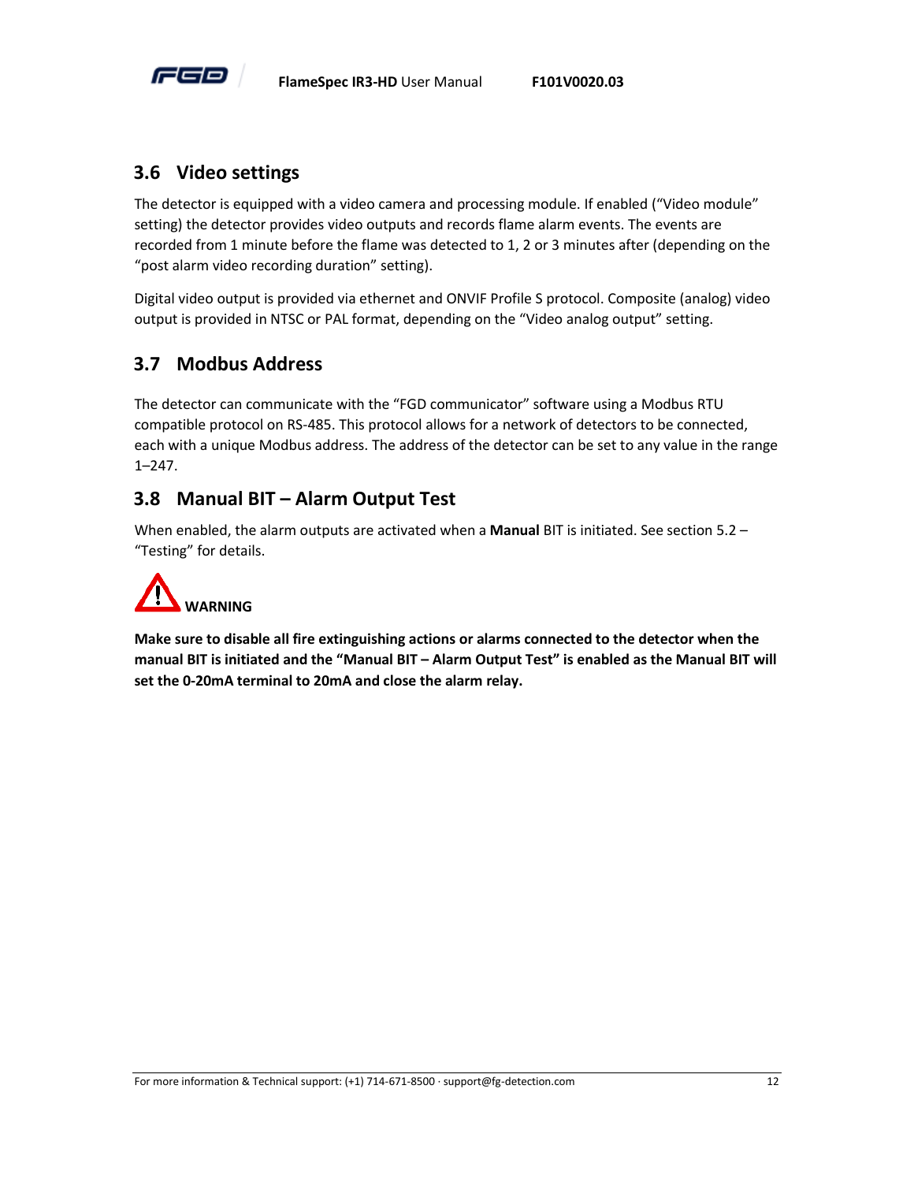## 3.6 Video settings

The detector is equipped with a video camera and processing module. If enabled ("Video module" setting) the detector provides video outputs and records flame alarm events. The events are recorded from 1 minute before the flame was detected to 1, 2 or 3 minutes after (depending on the "post alarm video recording duration" setting).

Digital video output is provided via ethernet and ONVIF Profile S protocol. Composite (analog) video output is provided in NTSC or PAL format, depending on the "Video analog output" setting.

## 3.7 Modbus Address

The detector can communicate with the "FGD communicator" software using a Modbus RTU compatible protocol on RS-485. This protocol allows for a network of detectors to be connected, each with a unique Modbus address. The address of the detector can be set to any value in the range 1–247.

## 3.8 Manual BIT – Alarm Output Test

When enabled, the alarm outputs are activated when a **Manual** BIT is initiated. See section 5.2 – "Testing" for details.

**WARNING**

**Make sure to disable all fire extinguishing actions or alarms connected to the detector when the manual BIT is initiated and the "Manual BIT – Alarm Output Test" is enabled as the Manual BIT will set the 0-20mA terminal to 20mA and close the alarm relay.**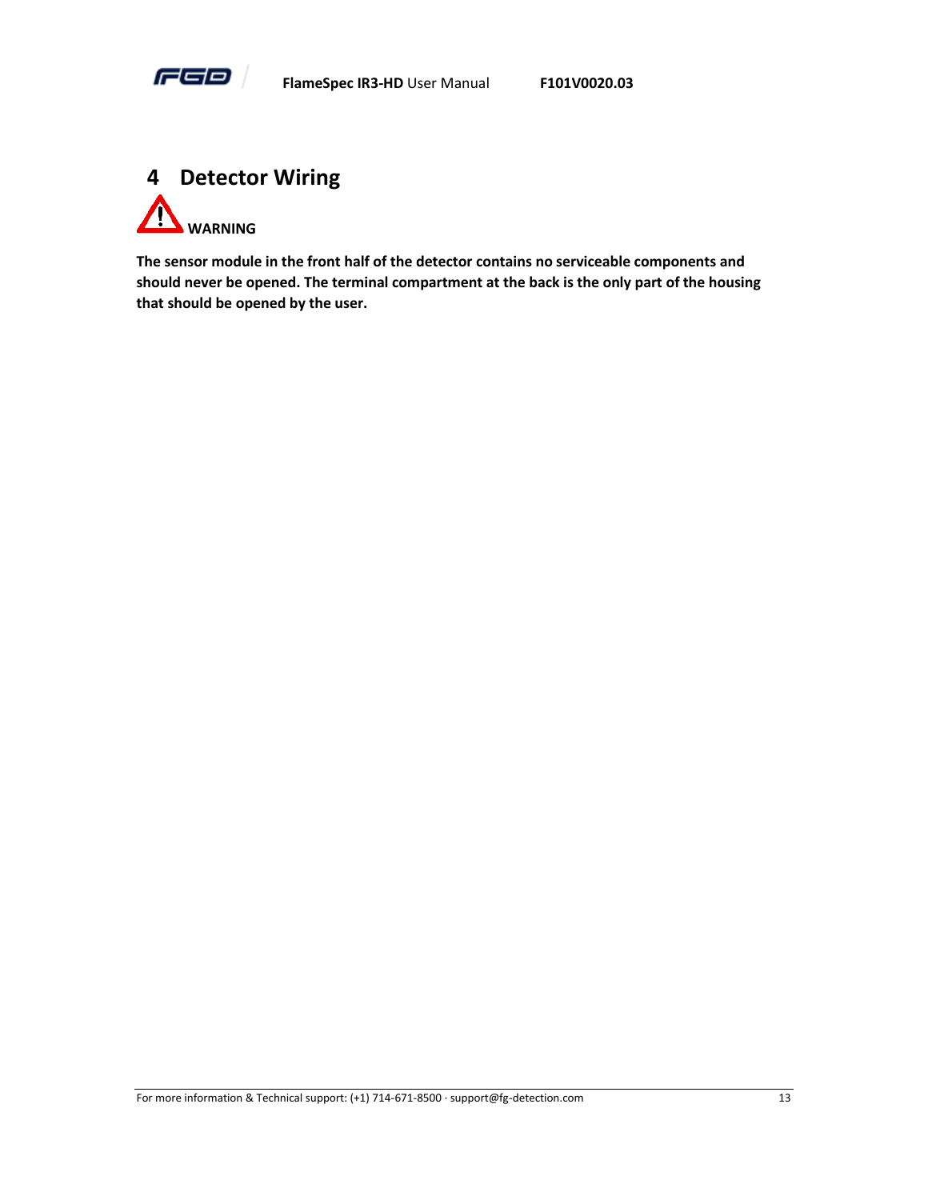# 4 Detector Wiring

**WARNING**

**The sensor module in the front half of the detector contains no serviceable components and should never be opened. The terminal compartment at the back is the only part of the housing that should be opened by the user.**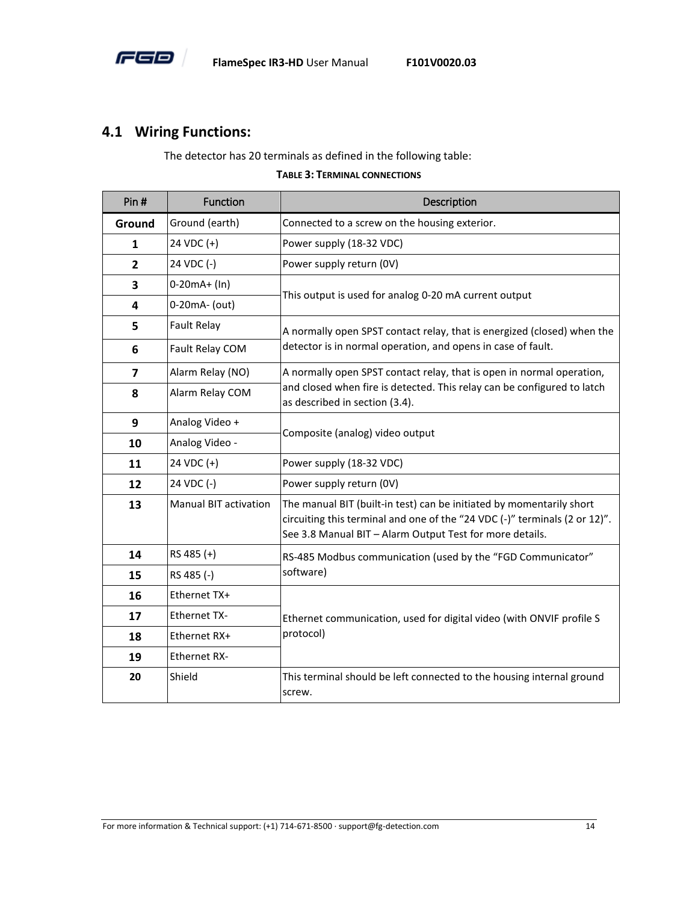## 4.1 Wiring Functions:

The detector has 20 terminals as defined in the following table:

**TABLE 3: TERMINAL CONNECTIONS**

| Pin # | Function | Description |
|---|---|---|
| **Ground** | Ground (earth) | Connected to a screw on the housing exterior. |
| **1** | 24 VDC (+) | Power supply (18-32 VDC) |
| **2** | 24 VDC (-) | Power supply return (0V) |
| **3** | 0-20mA+ (In) | This output is used for analog 0-20 mA current output |
| **4** | 0-20mA- (out) | |
| **5** | Fault Relay | A normally open SPST contact relay, that is energized (closed) when the detector is in normal operation, and opens in case of fault. |
| **6** | Fault Relay COM | |
| **7** | Alarm Relay (NO) | A normally open SPST contact relay, that is open in normal operation, and closed when fire is detected. This relay can be configured to latch as described in section (3.4). |
| **8** | Alarm Relay COM | |
| **9** | Analog Video + | Composite (analog) video output |
| **10** | Analog Video - | |
| **11** | 24 VDC (+) | Power supply (18-32 VDC) |
| **12** | 24 VDC (-) | Power supply return (0V) |
| **13** | Manual BIT activation | The manual BIT (built-in test) can be initiated by momentarily short circuiting this terminal and one of the "24 VDC (-)" terminals (2 or 12)". See 3.8 Manual BIT – Alarm Output Test for more details. |
| **14** | RS 485 (+) | RS-485 Modbus communication (used by the "FGD Communicator" software) |
| **15** | RS 485 (-) | |
| **16** | Ethernet TX+ | Ethernet communication, used for digital video (with ONVIF profile S protocol) |
| **17** | Ethernet TX- | |
| **18** | Ethernet RX+ | |
| **19** | Ethernet RX- | |
| **20** | Shield | This terminal should be left connected to the housing internal ground screw. |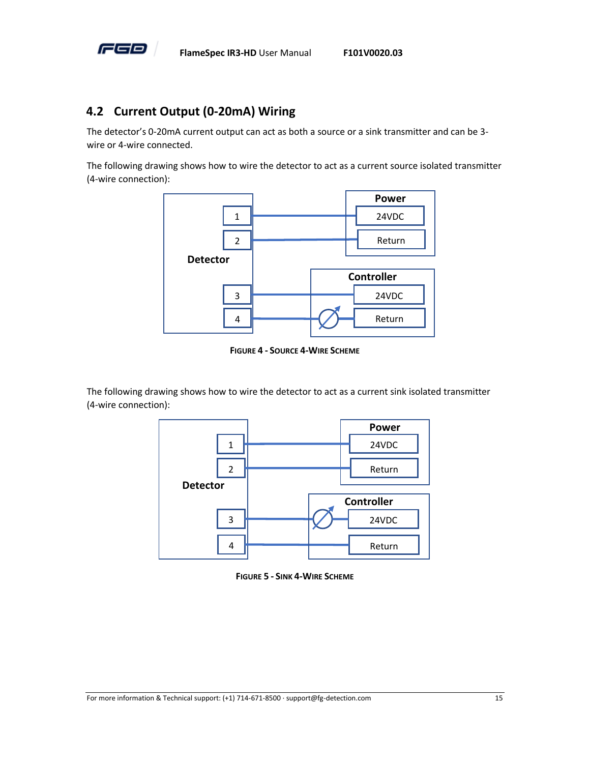## 4.2 Current Output (0-20mA) Wiring

The detector's 0-20mA current output can act as both a source or a sink transmitter and can be 3-wire or 4-wire connected.

The following drawing shows how to wire the detector to act as a current source isolated transmitter (4-wire connection):

FIGURE 4 - SOURCE 4-WIRE SCHEME

The following drawing shows how to wire the detector to act as a current sink isolated transmitter (4-wire connection):

FIGURE 5 - SINK 4-WIRE SCHEME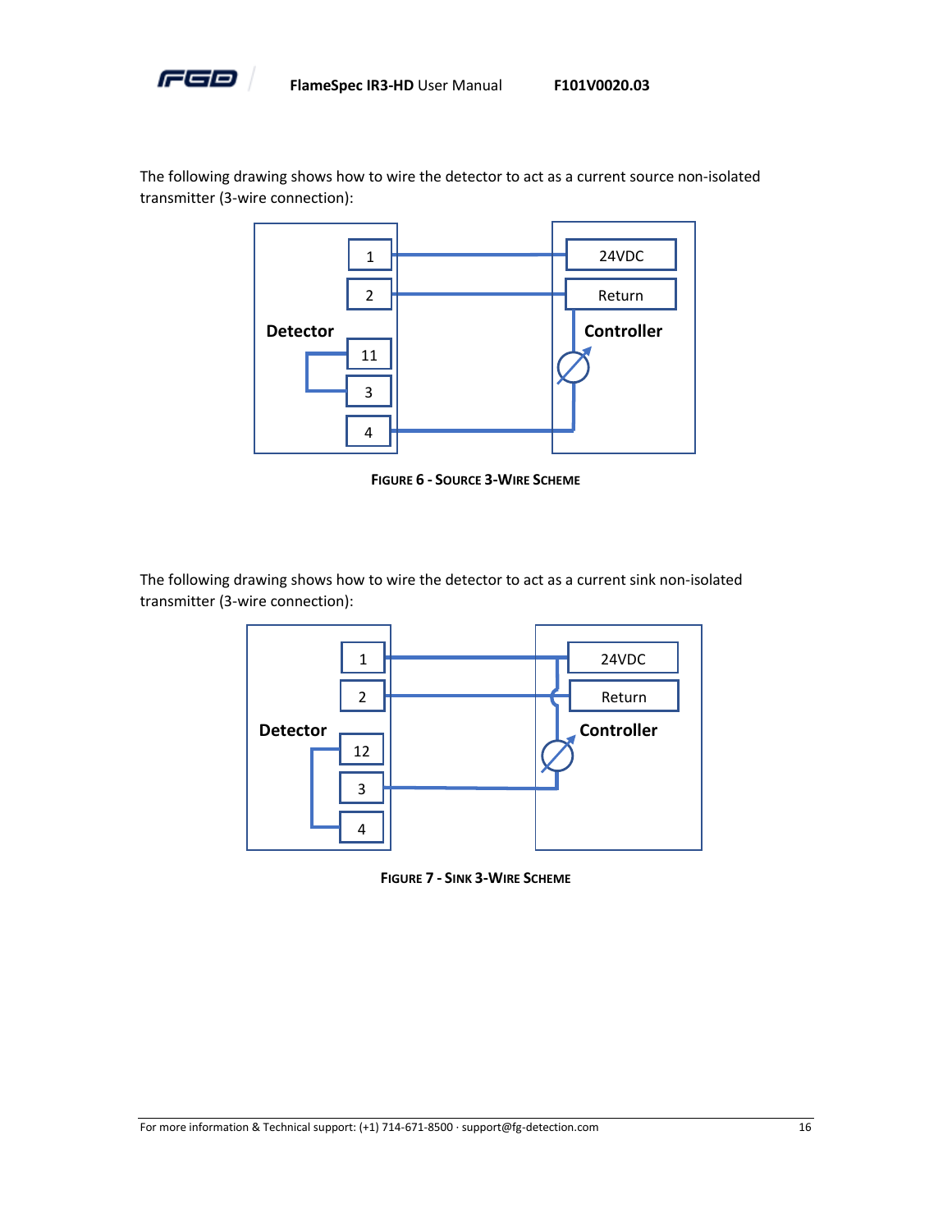The following drawing shows how to wire the detector to act as a current source non-isolated transmitter (3-wire connection):

Detector
1
2
11
3
4

24VDC
Return
Controller

**Figure 6 - Source 3-Wire Scheme**

The following drawing shows how to wire the detector to act as a current sink non-isolated transmitter (3-wire connection):

Detector
1
2
12
3
4

24VDC
Return
Controller

**Figure 7 - Sink 3-Wire Scheme**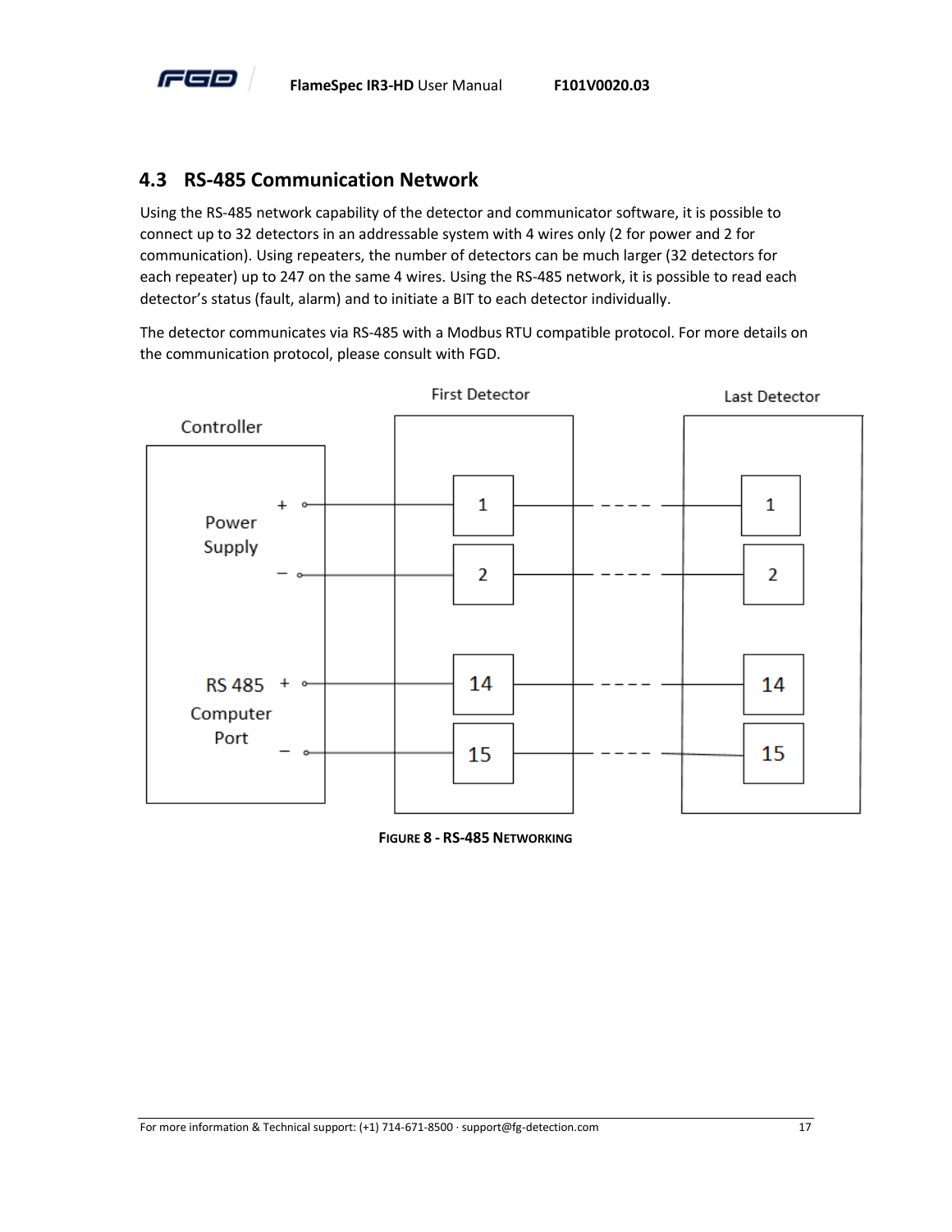## 4.3 RS-485 Communication Network

Using the RS-485 network capability of the detector and communicator software, it is possible to connect up to 32 detectors in an addressable system with 4 wires only (2 for power and 2 for communication). Using repeaters, the number of detectors can be much larger (32 detectors for each repeater) up to 247 on the same 4 wires. Using the RS-485 network, it is possible to read each detector's status (fault, alarm) and to initiate a BIT to each detector individually.

The detector communicates via RS-485 with a Modbus RTU compatible protocol. For more details on the communication protocol, please consult with FGD.

**FIGURE 8 - RS-485 NETWORKING**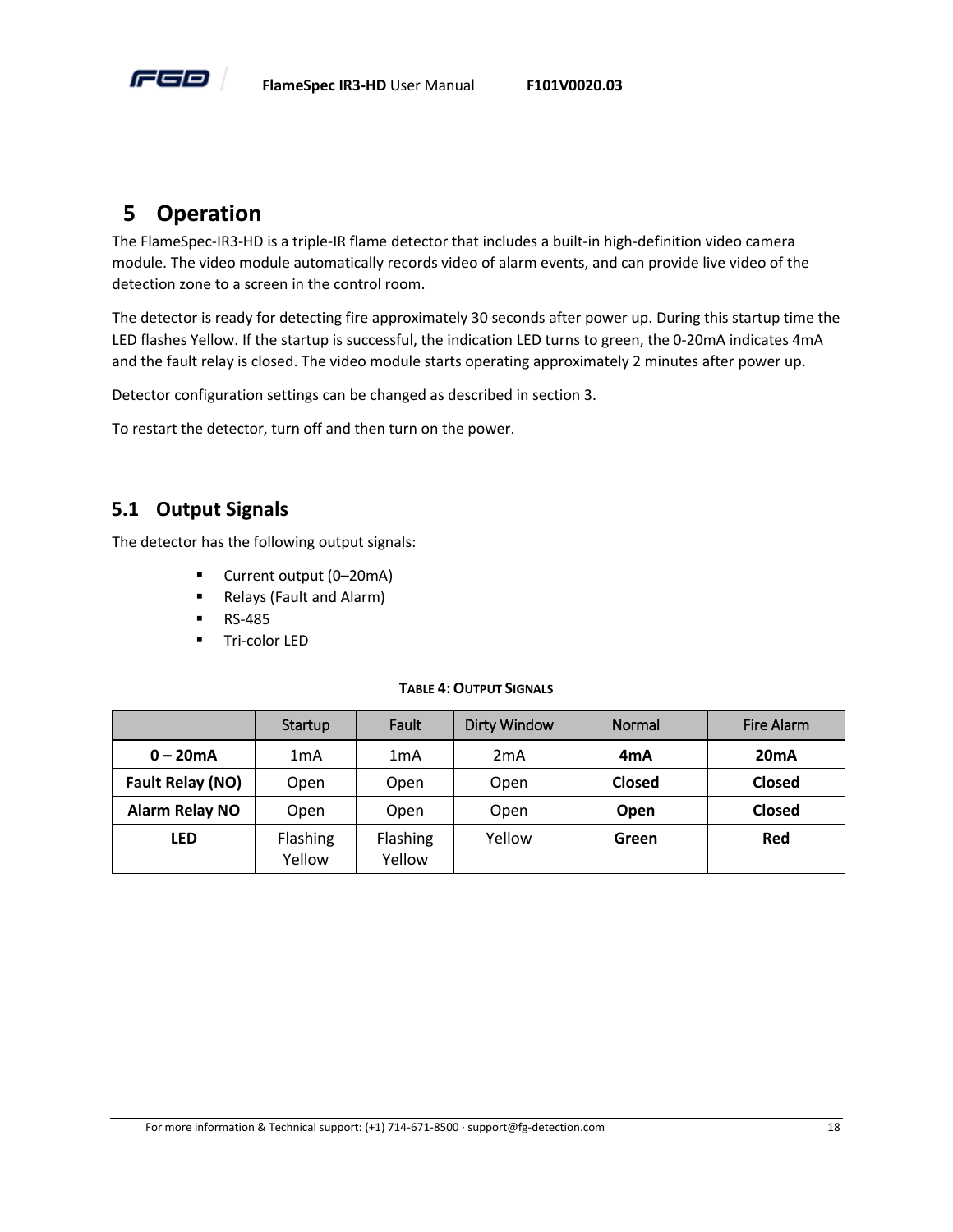# 5 Operation

The FlameSpec-IR3-HD is a triple-IR flame detector that includes a built-in high-definition video camera module. The video module automatically records video of alarm events, and can provide live video of the detection zone to a screen in the control room.

The detector is ready for detecting fire approximately 30 seconds after power up. During this startup time the LED flashes Yellow. If the startup is successful, the indication LED turns to green, the 0-20mA indicates 4mA and the fault relay is closed. The video module starts operating approximately 2 minutes after power up.

Detector configuration settings can be changed as described in section 3.

To restart the detector, turn off and then turn on the power.

## 5.1 Output Signals

The detector has the following output signals:

- Current output (0–20mA)
- Relays (Fault and Alarm)
- RS-485
- Tri-color LED

**TABLE 4: OUTPUT SIGNALS**

| | Startup | Fault | Dirty Window | Normal | Fire Alarm |
|---|---|---|---|---|---|
| **0 – 20mA** | 1mA | 1mA | 2mA | **4mA** | **20mA** |
| **Fault Relay (NO)** | Open | Open | Open | **Closed** | **Closed** |
| **Alarm Relay NO** | Open | Open | Open | **Open** | **Closed** |
| **LED** | Flashing Yellow | Flashing Yellow | Yellow | **Green** | **Red** |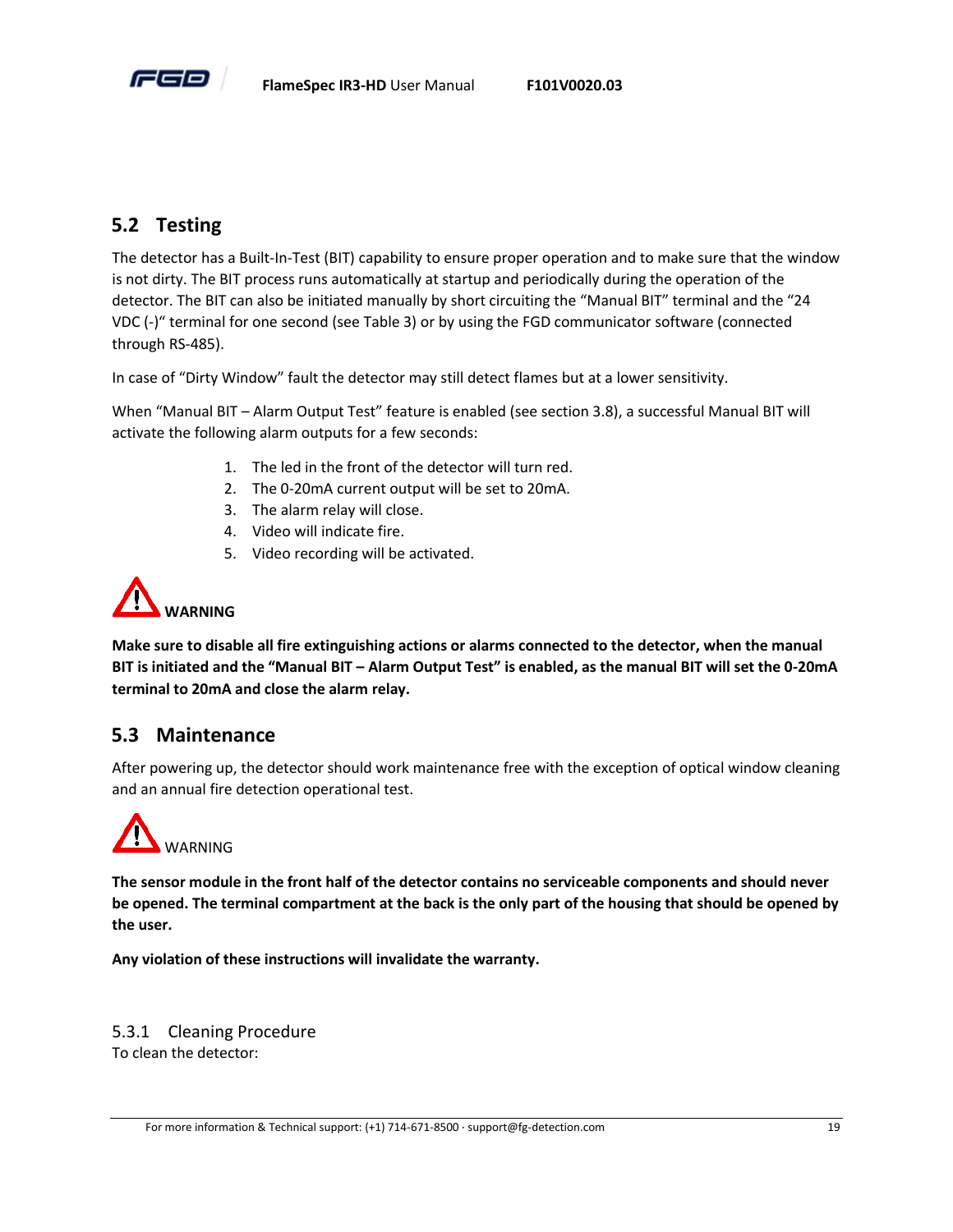## 5.2 Testing

The detector has a Built-In-Test (BIT) capability to ensure proper operation and to make sure that the window is not dirty. The BIT process runs automatically at startup and periodically during the operation of the detector. The BIT can also be initiated manually by short circuiting the “Manual BIT” terminal and the “24 VDC (-)“ terminal for one second (see Table 3) or by using the FGD communicator software (connected through RS-485).

In case of “Dirty Window” fault the detector may still detect flames but at a lower sensitivity.

When “Manual BIT – Alarm Output Test” feature is enabled (see section 3.8), a successful Manual BIT will activate the following alarm outputs for a few seconds:

1. The led in the front of the detector will turn red.
2. The 0-20mA current output will be set to 20mA.
3. The alarm relay will close.
4. Video will indicate fire.
5. Video recording will be activated.

**WARNING**

**Make sure to disable all fire extinguishing actions or alarms connected to the detector, when the manual BIT is initiated and the “Manual BIT – Alarm Output Test” is enabled, as the manual BIT will set the 0-20mA terminal to 20mA and close the alarm relay.**

## 5.3 Maintenance

After powering up, the detector should work maintenance free with the exception of optical window cleaning and an annual fire detection operational test.

WARNING

**The sensor module in the front half of the detector contains no serviceable components and should never be opened. The terminal compartment at the back is the only part of the housing that should be opened by the user.**

**Any violation of these instructions will invalidate the warranty.**

### 5.3.1 Cleaning Procedure

To clean the detector: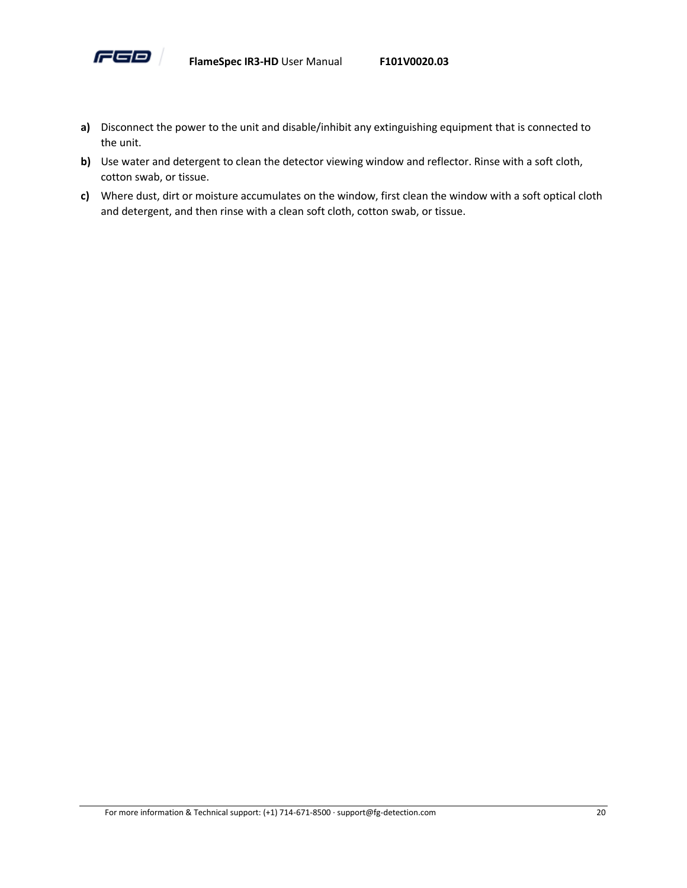**a)** Disconnect the power to the unit and disable/inhibit any extinguishing equipment that is connected to the unit.

**b)** Use water and detergent to clean the detector viewing window and reflector. Rinse with a soft cloth, cotton swab, or tissue.

**c)** Where dust, dirt or moisture accumulates on the window, first clean the window with a soft optical cloth and detergent, and then rinse with a clean soft cloth, cotton swab, or tissue.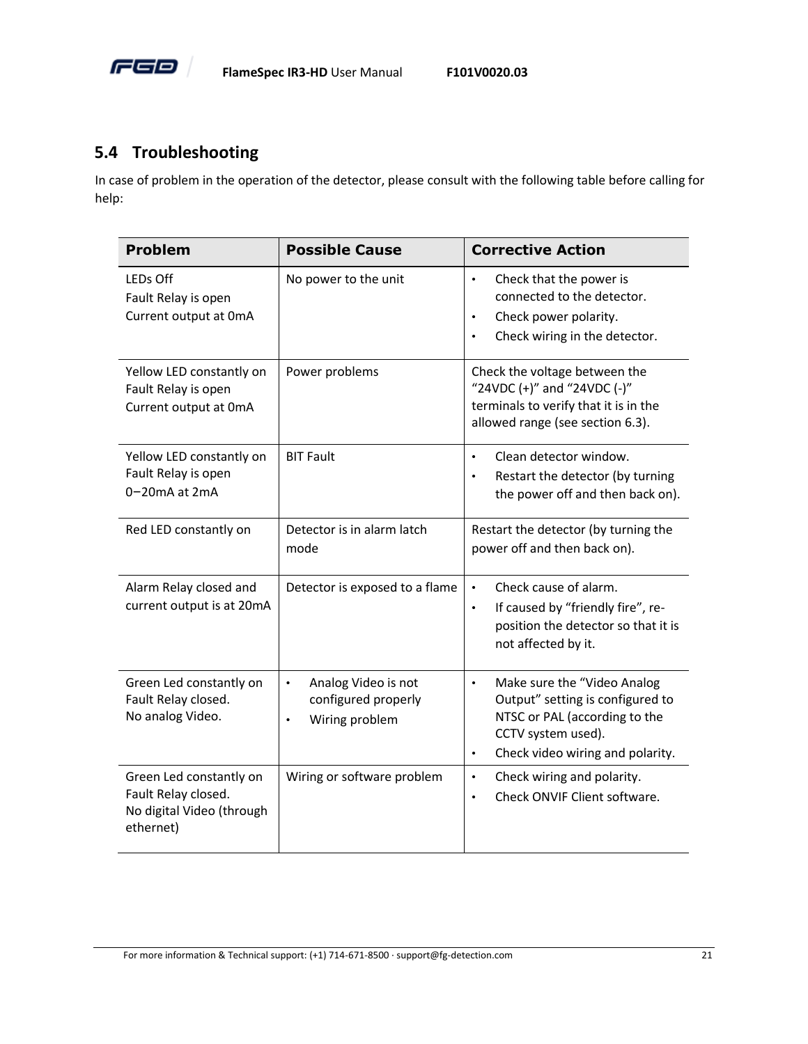## 5.4 Troubleshooting

In case of problem in the operation of the detector, please consult with the following table before calling for help:

| Problem | Possible Cause | Corrective Action |
|---|---|---|
| LEDs Off<br>Fault Relay is open<br>Current output at 0mA | No power to the unit | • Check that the power is connected to the detector.<br>• Check power polarity.<br>• Check wiring in the detector. |
| Yellow LED constantly on<br>Fault Relay is open<br>Current output at 0mA | Power problems | Check the voltage between the "24VDC (+)" and "24VDC (-)" terminals to verify that it is in the allowed range (see section 6.3). |
| Yellow LED constantly on<br>Fault Relay is open<br>0−20mA at 2mA | BIT Fault | • Clean detector window.<br>• Restart the detector (by turning the power off and then back on). |
| Red LED constantly on | Detector is in alarm latch mode | Restart the detector (by turning the power off and then back on). |
| Alarm Relay closed and current output is at 20mA | Detector is exposed to a flame | • Check cause of alarm.<br>• If caused by "friendly fire", re-position the detector so that it is not affected by it. |
| Green Led constantly on<br>Fault Relay closed.<br>No analog Video. | • Analog Video is not configured properly<br>• Wiring problem | • Make sure the "Video Analog Output" setting is configured to NTSC or PAL (according to the CCTV system used).<br>• Check video wiring and polarity. |
| Green Led constantly on<br>Fault Relay closed.<br>No digital Video (through ethernet) | Wiring or software problem | • Check wiring and polarity.<br>• Check ONVIF Client software. |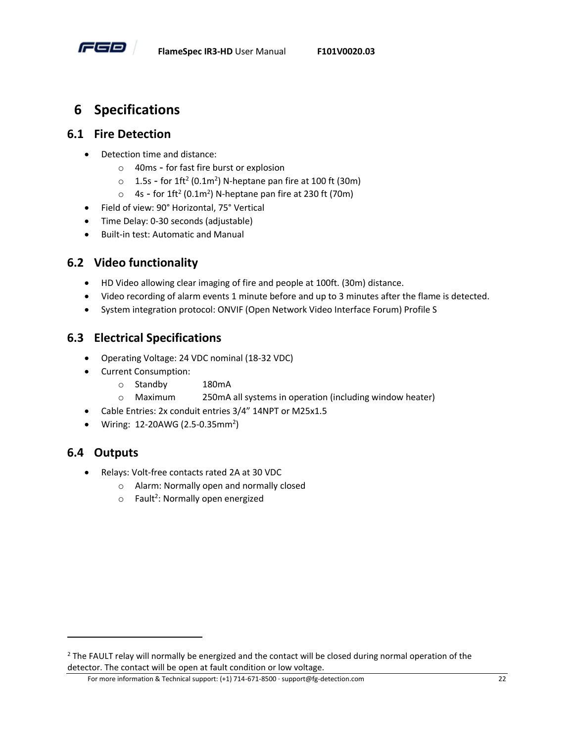# 6 Specifications

## 6.1 Fire Detection

- Detection time and distance:
  - 40ms - for fast fire burst or explosion
  - 1.5s - for 1ft $^2$ (0.1m $^2$) N-heptane pan fire at 100 ft (30m)
  - 4s - for 1ft $^2$ (0.1m $^2$) N-heptane pan fire at 230 ft (70m)
- Field of view: 90° Horizontal, 75° Vertical
- Time Delay: 0-30 seconds (adjustable)
- Built-in test: Automatic and Manual

## 6.2 Video functionality

- HD Video allowing clear imaging of fire and people at 100ft. (30m) distance.
- Video recording of alarm events 1 minute before and up to 3 minutes after the flame is detected.
- System integration protocol: ONVIF (Open Network Video Interface Forum) Profile S

## 6.3 Electrical Specifications

- Operating Voltage: 24 VDC nominal (18-32 VDC)
- Current Consumption:
  - Standby 180mA
  - Maximum 250mA all systems in operation (including window heater)
- Cable Entries: 2x conduit entries 3/4" 14NPT or M25x1.5
- Wiring: 12-20AWG (2.5-0.35mm $^2$)

## 6.4 Outputs

- Relays: Volt-free contacts rated 2A at 30 VDC
  - Alarm: Normally open and normally closed
  - Fault[2]: Normally open energized

[2] The FAULT relay will normally be energized and the contact will be closed during normal operation of the detector. The contact will be open at fault condition or low voltage.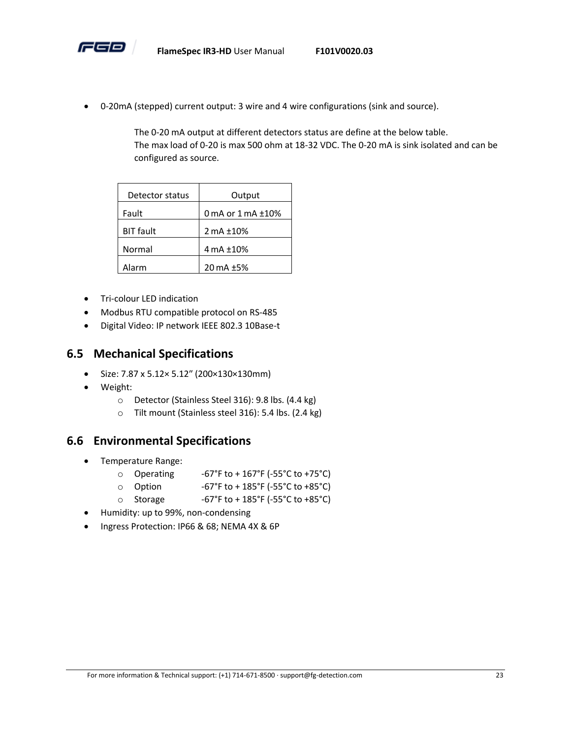- 0-20mA (stepped) current output: 3 wire and 4 wire configurations (sink and source).

  The 0-20 mA output at different detectors status are define at the below table.
  The max load of 0-20 is max 500 ohm at 18-32 VDC. The 0-20 mA is sink isolated and can be configured as source.

| Detector status | Output |
| --- | --- |
| Fault | 0 mA or 1 mA ±10% |
| BIT fault | 2 mA ±10% |
| Normal | 4 mA ±10% |
| Alarm | 20 mA ±5% |

- Tri-colour LED indication
- Modbus RTU compatible protocol on RS-485
- Digital Video: IP network IEEE 802.3 10Base-t

## 6.5 Mechanical Specifications

- Size: 7.87 x 5.12× 5.12" (200×130×130mm)
- Weight:
  - Detector (Stainless Steel 316): 9.8 lbs. (4.4 kg)
  - Tilt mount (Stainless steel 316): 5.4 lbs. (2.4 kg)

## 6.6 Environmental Specifications

- Temperature Range:
  - Operating -67°F to + 167°F (-55°C to +75°C)
  - Option -67°F to + 185°F (-55°C to +85°C)
  - Storage -67°F to + 185°F (-55°C to +85°C)
- Humidity: up to 99%, non-condensing
- Ingress Protection: IP66 & 68; NEMA 4X & 6P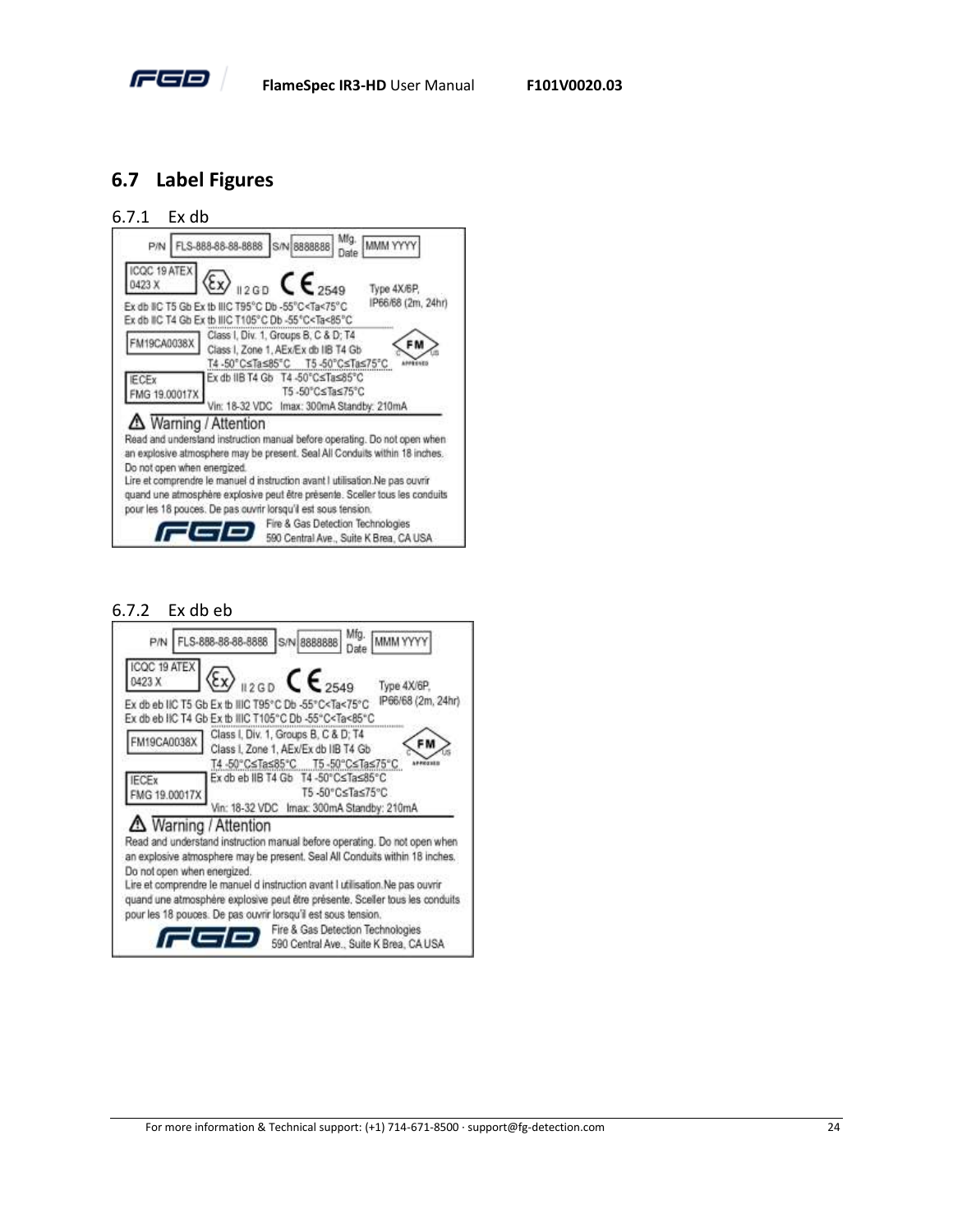## 6.7 Label Figures

### 6.7.1 Ex db

P/N FLS-888-88-88-8888 S/N 8888888 Mfg. Date MMM YYYY

ICQC 19 ATEX 0423 X II 2 G D CE 2549 Type 4X/6P, IP66/68 (2m, 24hr)

Ex db IIC T5 Gb Ex tb IIIC T95°C Db -55°C<Ta<75°C
Ex db IIC T4 Gb Ex tb IIIC T105°C Db -55°C<Ta<85°C

FM19CA0038X Class I, Div. 1, Groups B, C & D; T4
Class I, Zone 1, AEx/Ex db IIB T4 Gb
T4 -50°C≤Ta≤85°C T5 -50°C≤Ta≤75°C

IECEx FMG 19.00017X Ex db IIB T4 Gb T4 -50°C≤Ta≤85°C
T5 -50°C≤Ta≤75°C

Vin: 18-32 VDC Imax: 300mA Standby: 210mA

⚠ Warning / Attention

Read and understand instruction manual before operating. Do not open when an explosive atmosphere may be present. Seal All Conduits within 18 inches. Do not open when energized.

Lire et comprendre le manuel d instruction avant l utilisation.Ne pas ouvrir quand une atmosphère explosive peut être présente. Sceller tous les conduits pour les 18 pouces. De pas ouvrir lorsqu'il est sous tension.

FGD Fire & Gas Detection Technologies
590 Central Ave., Suite K Brea, CA USA

### 6.7.2 Ex db eb

P/N FLS-888-88-88-8888 S/N 8888888 Mfg. Date MMM YYYY

ICQC 19 ATEX 0423 X II 2 G D CE 2549 Type 4X/6P, IP66/68 (2m, 24hr)

Ex db eb IIC T5 Gb Ex tb IIIC T95°C Db -55°C<Ta<75°C
Ex db eb IIC T4 Gb Ex tb IIIC T105°C Db -55°C<Ta<85°C

FM19CA0038X Class I, Div. 1, Groups B, C & D; T4
Class I, Zone 1, AEx/Ex db IIB T4 Gb
T4 -50°C≤Ta≤85°C T5 -50°C≤Ta≤75°C

IECEx FMG 19.00017X Ex db eb IIB T4 Gb T4 -50°C≤Ta≤85°C
T5 -50°C≤Ta≤75°C

Vin: 18-32 VDC Imax: 300mA Standby: 210mA

⚠ Warning / Attention

Read and understand instruction manual before operating. Do not open when an explosive atmosphere may be present. Seal All Conduits within 18 inches. Do not open when energized.

Lire et comprendre le manuel d instruction avant l utilisation.Ne pas ouvrir quand une atmosphère explosive peut être présente. Sceller tous les conduits pour les 18 pouces. De pas ouvrir lorsqu'il est sous tension.

FGD Fire & Gas Detection Technologies
590 Central Ave., Suite K Brea, CA USA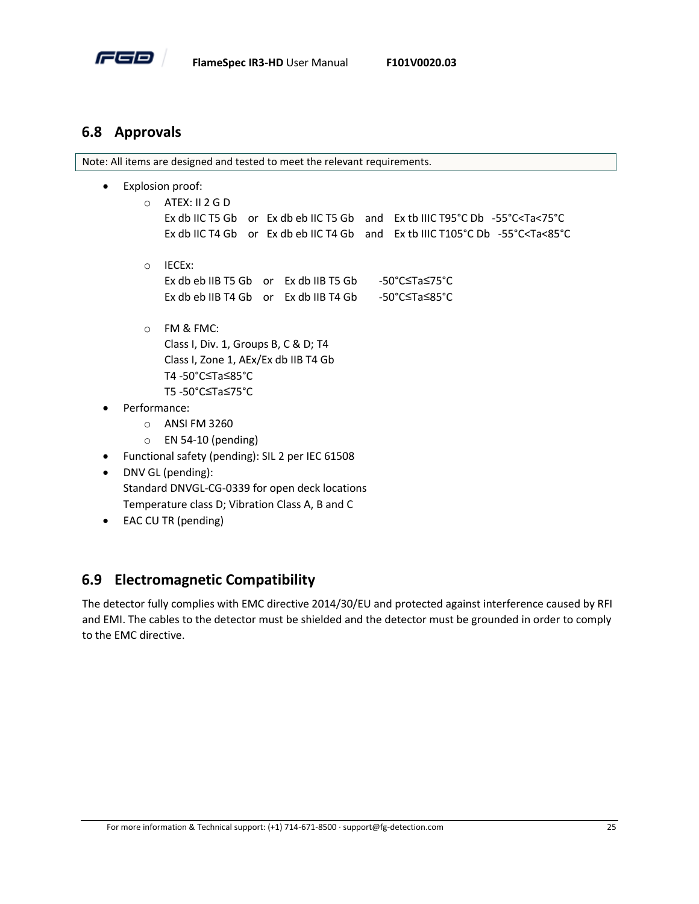## 6.8 Approvals

Note: All items are designed and tested to meet the relevant requirements.

- Explosion proof:
  - ATEX: II 2 G D
    Ex db IIC T5 Gb or Ex db eb IIC T5 Gb and Ex tb IIIC T95°C Db -55°C<Ta<75°C
    Ex db IIC T4 Gb or Ex db eb IIC T4 Gb and Ex tb IIIC T105°C Db -55°C<Ta<85°C

  - IECEx:
    Ex db eb IIB T5 Gb or Ex db IIB T5 Gb -50°C≤Ta≤75°C
    Ex db eb IIB T4 Gb or Ex db IIB T4 Gb -50°C≤Ta≤85°C

  - FM & FMC:
    Class I, Div. 1, Groups B, C & D; T4
    Class I, Zone 1, AEx/Ex db IIB T4 Gb
    T4 -50°C≤Ta≤85°C
    T5 -50°C≤Ta≤75°C
- Performance:
  - ANSI FM 3260
  - EN 54-10 (pending)
- Functional safety (pending): SIL 2 per IEC 61508
- DNV GL (pending):
  Standard DNVGL-CG-0339 for open deck locations
  Temperature class D; Vibration Class A, B and C
- EAC CU TR (pending)

## 6.9 Electromagnetic Compatibility

The detector fully complies with EMC directive 2014/30/EU and protected against interference caused by RFI and EMI. The cables to the detector must be shielded and the detector must be grounded in order to comply to the EMC directive.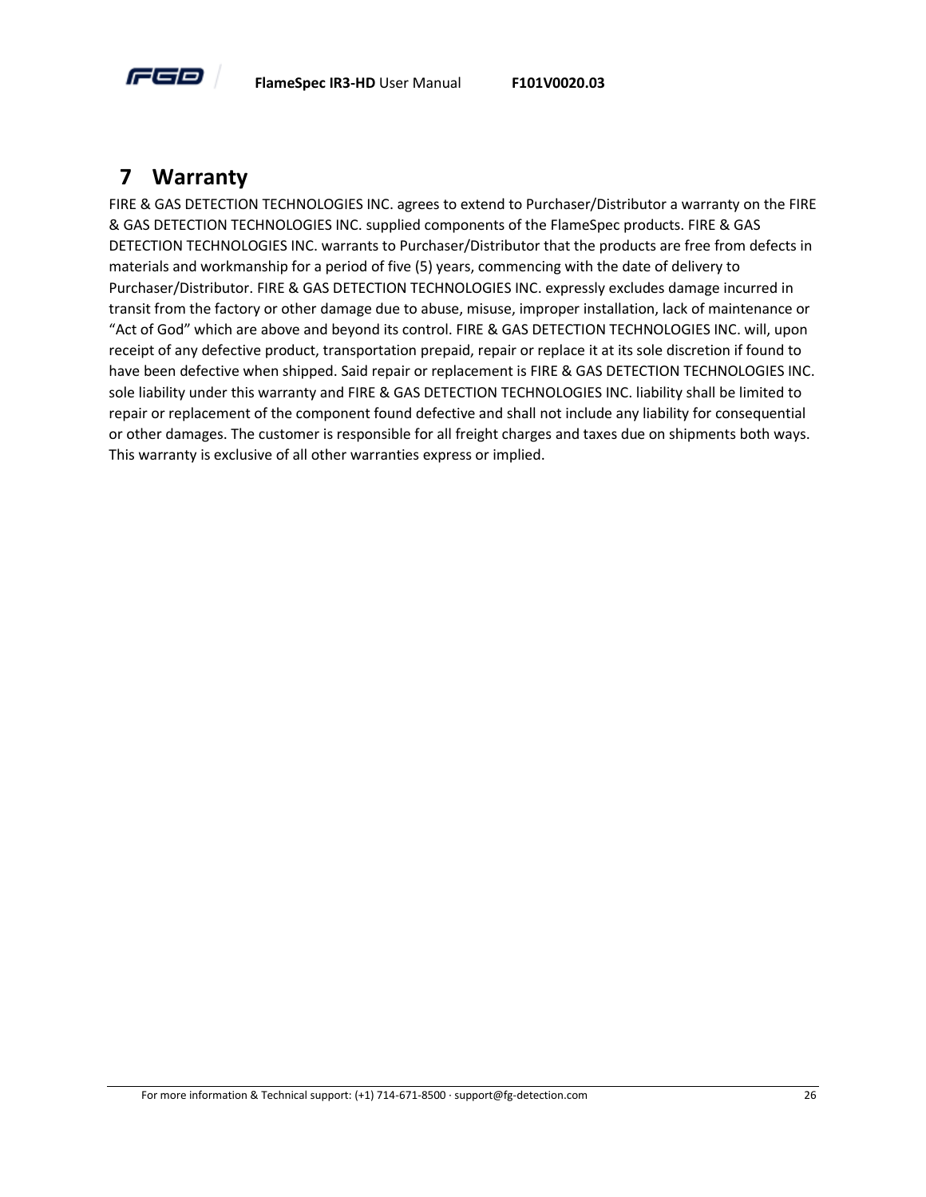# 7 Warranty

FIRE & GAS DETECTION TECHNOLOGIES INC. agrees to extend to Purchaser/Distributor a warranty on the FIRE & GAS DETECTION TECHNOLOGIES INC. supplied components of the FlameSpec products. FIRE & GAS DETECTION TECHNOLOGIES INC. warrants to Purchaser/Distributor that the products are free from defects in materials and workmanship for a period of five (5) years, commencing with the date of delivery to Purchaser/Distributor. FIRE & GAS DETECTION TECHNOLOGIES INC. expressly excludes damage incurred in transit from the factory or other damage due to abuse, misuse, improper installation, lack of maintenance or "Act of God" which are above and beyond its control. FIRE & GAS DETECTION TECHNOLOGIES INC. will, upon receipt of any defective product, transportation prepaid, repair or replace it at its sole discretion if found to have been defective when shipped. Said repair or replacement is FIRE & GAS DETECTION TECHNOLOGIES INC. sole liability under this warranty and FIRE & GAS DETECTION TECHNOLOGIES INC. liability shall be limited to repair or replacement of the component found defective and shall not include any liability for consequential or other damages. The customer is responsible for all freight charges and taxes due on shipments both ways. This warranty is exclusive of all other warranties express or implied.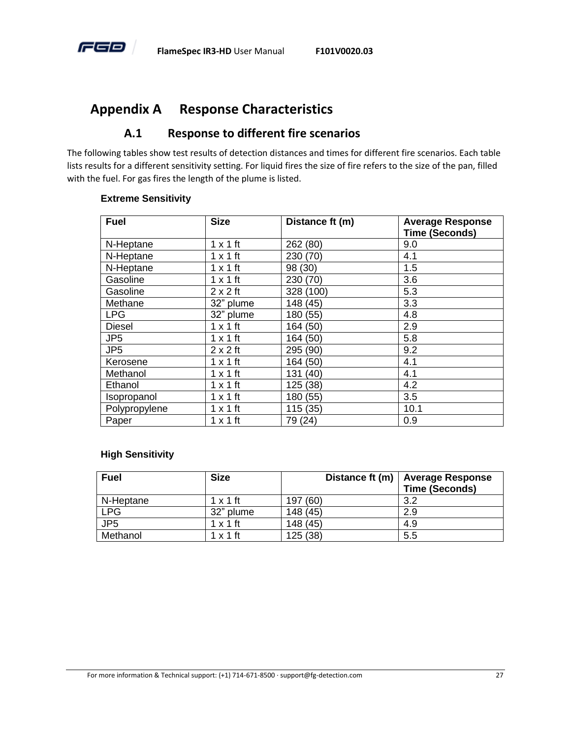# Appendix A Response Characteristics

## A.1 Response to different fire scenarios

The following tables show test results of detection distances and times for different fire scenarios. Each table lists results for a different sensitivity setting. For liquid fires the size of fire refers to the size of the pan, filled with the fuel. For gas fires the length of the plume is listed.

**Extreme Sensitivity**

| Fuel | Size | Distance ft (m) | Average Response Time (Seconds) |
|---|---|---|---|
| N-Heptane | 1 x 1 ft | 262 (80) | 9.0 |
| N-Heptane | 1 x 1 ft | 230 (70) | 4.1 |
| N-Heptane | 1 x 1 ft | 98 (30) | 1.5 |
| Gasoline | 1 x 1 ft | 230 (70) | 3.6 |
| Gasoline | 2 x 2 ft | 328 (100) | 5.3 |
| Methane | 32” plume | 148 (45) | 3.3 |
| LPG | 32” plume | 180 (55) | 4.8 |
| Diesel | 1 x 1 ft | 164 (50) | 2.9 |
| JP5 | 1 x 1 ft | 164 (50) | 5.8 |
| JP5 | 2 x 2 ft | 295 (90) | 9.2 |
| Kerosene | 1 x 1 ft | 164 (50) | 4.1 |
| Methanol | 1 x 1 ft | 131 (40) | 4.1 |
| Ethanol | 1 x 1 ft | 125 (38) | 4.2 |
| Isopropanol | 1 x 1 ft | 180 (55) | 3.5 |
| Polypropylene | 1 x 1 ft | 115 (35) | 10.1 |
| Paper | 1 x 1 ft | 79 (24) | 0.9 |

**High Sensitivity**

| Fuel | Size | Distance ft (m) | Average Response Time (Seconds) |
|---|---|---|---|
| N-Heptane | 1 x 1 ft | 197 (60) | 3.2 |
| LPG | 32” plume | 148 (45) | 2.9 |
| JP5 | 1 x 1 ft | 148 (45) | 4.9 |
| Methanol | 1 x 1 ft | 125 (38) | 5.5 |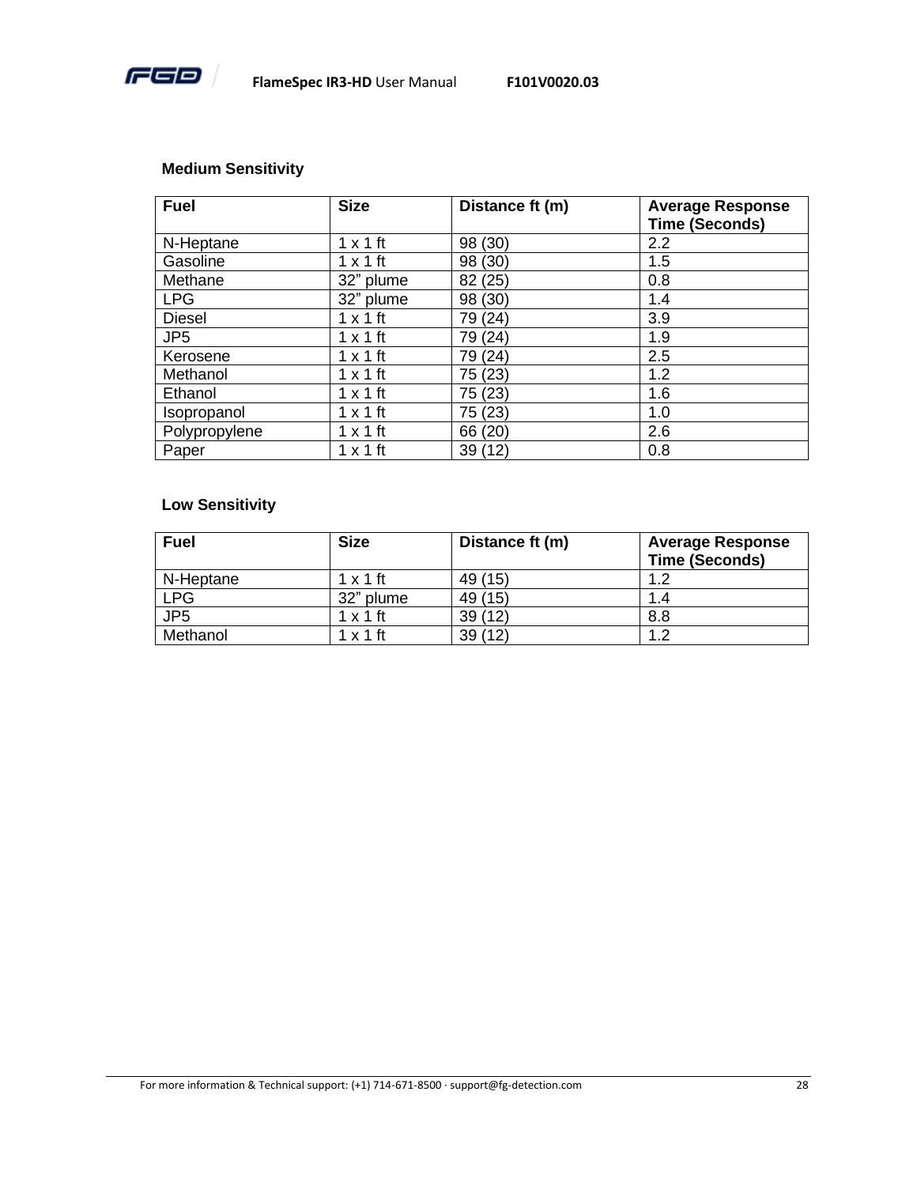**Medium Sensitivity**

| Fuel | Size | Distance ft (m) | Average Response Time (Seconds) |
|---|---|---|---|
| N-Heptane | 1 x 1 ft | 98 (30) | 2.2 |
| Gasoline | 1 x 1 ft | 98 (30) | 1.5 |
| Methane | 32” plume | 82 (25) | 0.8 |
| LPG | 32” plume | 98 (30) | 1.4 |
| Diesel | 1 x 1 ft | 79 (24) | 3.9 |
| JP5 | 1 x 1 ft | 79 (24) | 1.9 |
| Kerosene | 1 x 1 ft | 79 (24) | 2.5 |
| Methanol | 1 x 1 ft | 75 (23) | 1.2 |
| Ethanol | 1 x 1 ft | 75 (23) | 1.6 |
| Isopropanol | 1 x 1 ft | 75 (23) | 1.0 |
| Polypropylene | 1 x 1 ft | 66 (20) | 2.6 |
| Paper | 1 x 1 ft | 39 (12) | 0.8 |

**Low Sensitivity**

| Fuel | Size | Distance ft (m) | Average Response Time (Seconds) |
|---|---|---|---|
| N-Heptane | 1 x 1 ft | 49 (15) | 1.2 |
| LPG | 32” plume | 49 (15) | 1.4 |
| JP5 | 1 x 1 ft | 39 (12) | 8.8 |
| Methanol | 1 x 1 ft | 39 (12) | 1.2 |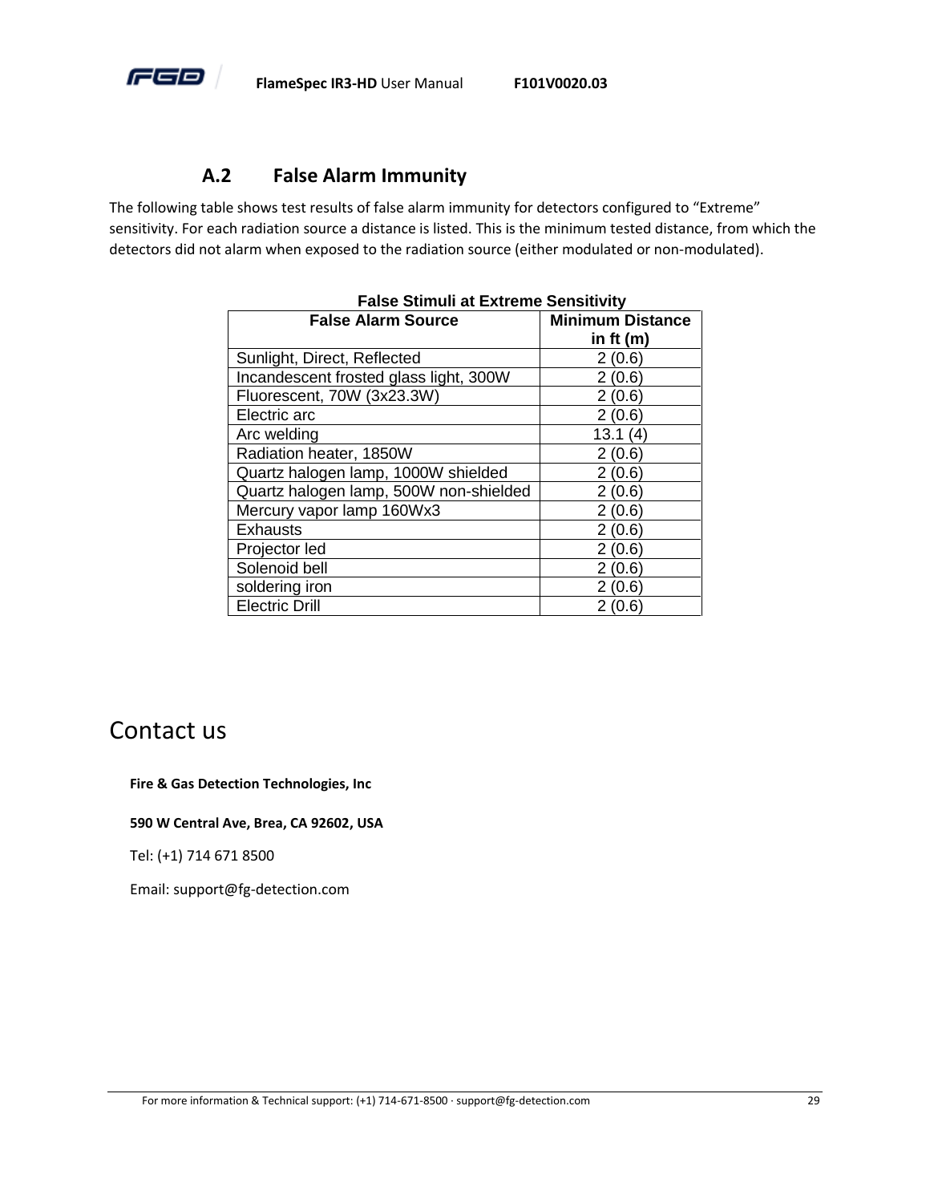## A.2 False Alarm Immunity

The following table shows test results of false alarm immunity for detectors configured to "Extreme" sensitivity. For each radiation source a distance is listed. This is the minimum tested distance, from which the detectors did not alarm when exposed to the radiation source (either modulated or non-modulated).

**False Stimuli at Extreme Sensitivity**

| False Alarm Source | Minimum Distance in ft (m) |
|---|---|
| Sunlight, Direct, Reflected | 2 (0.6) |
| Incandescent frosted glass light, 300W | 2 (0.6) |
| Fluorescent, 70W (3x23.3W) | 2 (0.6) |
| Electric arc | 2 (0.6) |
| Arc welding | 13.1 (4) |
| Radiation heater, 1850W | 2 (0.6) |
| Quartz halogen lamp, 1000W shielded | 2 (0.6) |
| Quartz halogen lamp, 500W non-shielded | 2 (0.6) |
| Mercury vapor lamp 160Wx3 | 2 (0.6) |
| Exhausts | 2 (0.6) |
| Projector led | 2 (0.6) |
| Solenoid bell | 2 (0.6) |
| soldering iron | 2 (0.6) |
| Electric Drill | 2 (0.6) |

# Contact us

**Fire & Gas Detection Technologies, Inc**

**590 W Central Ave, Brea, CA 92602, USA**

Tel: (+1) 714 671 8500

Email: support@fg-detection.com